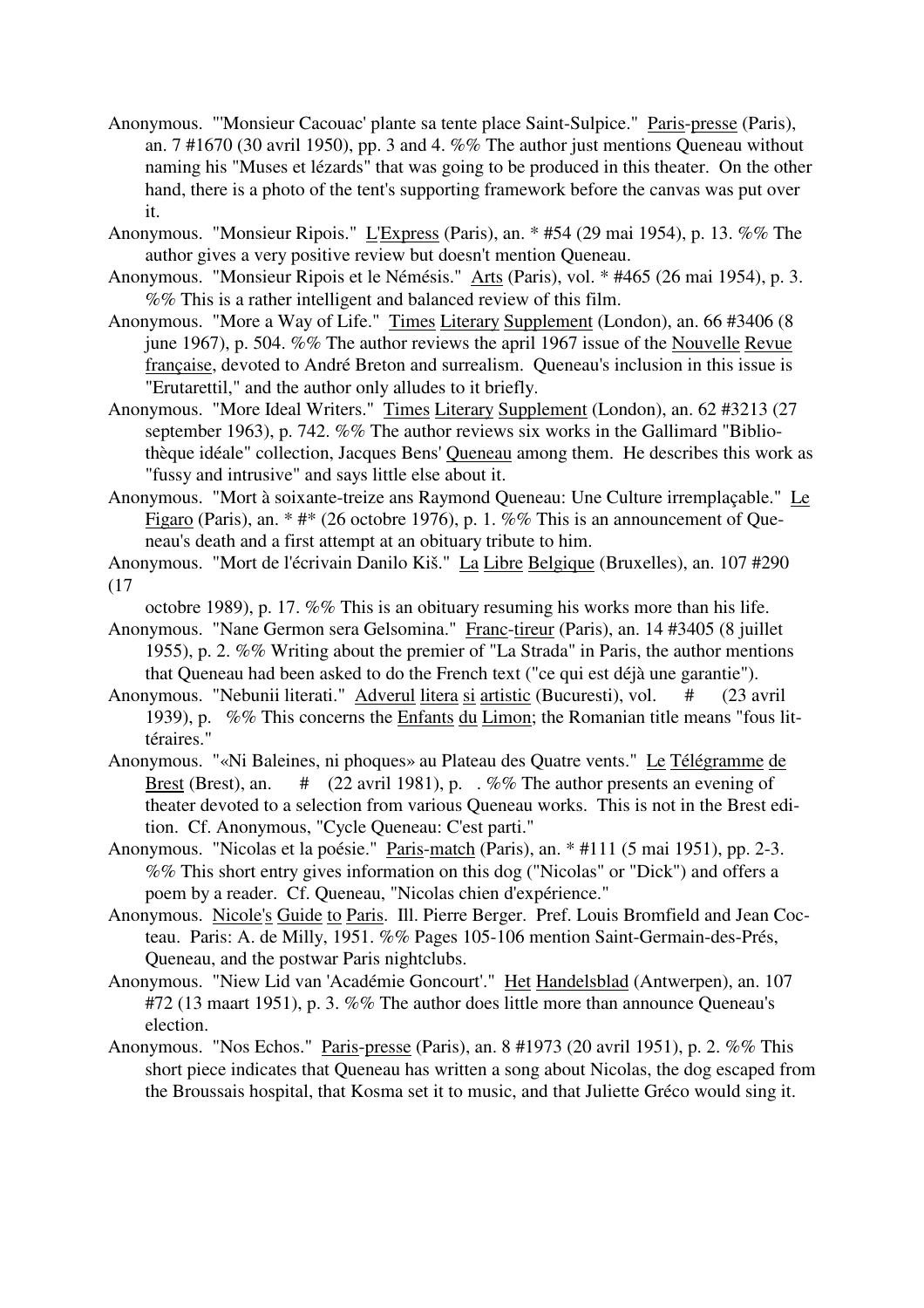Anonymous. "'Monsieur Cacouac' plante sa tente place Saint-Sulpice." Paris-presse (Paris), an. 7 #1670 (30 avril 1950), pp. 3 and 4. %% The author just mentions Queneau without naming his "Muses et lézards" that was going to be produced in this theater. On the other hand, there is a photo of the tent's supporting framework before the canvas was put over it.

Anonymous. "Monsieur Ripois." L'Express (Paris), an. * #54 (29 mai 1954), p. 13. %% The author gives a very positive review but doesn't mention Queneau.

Anonymous. "Monsieur Ripois et le Némésis." Arts (Paris), vol. * #465 (26 mai 1954), p. 3. %% This is a rather intelligent and balanced review of this film.

Anonymous. "More a Way of Life." Times Literary Supplement (London), an. 66 #3406 (8 june 1967), p. 504. %% The author reviews the april 1967 issue of the Nouvelle Revue française, devoted to André Breton and surrealism. Queneau's inclusion in this issue is "Erutarettil," and the author only alludes to it briefly.

Anonymous. "More Ideal Writers." Times Literary Supplement (London), an. 62 #3213 (27 september 1963), p. 742. %% The author reviews six works in the Gallimard "Bibliothèque idéale" collection, Jacques Bens' Queneau among them. He describes this work as "fussy and intrusive" and says little else about it.

Anonymous. "Mort à soixante-treize ans Raymond Queneau: Une Culture irremplaçable." Le Figaro (Paris), an. * #* (26 octobre 1976), p. 1. %% This is an announcement of Queneau's death and a first attempt at an obituary tribute to him.

Anonymous. "Mort de l'écrivain Danilo Kiš." La Libre Belgique (Bruxelles), an. 107 #290 (17 octobre 1989), p. 17. %% This is an obituary resuming his works more than his life.

Anonymous. "Nane Germon sera Gelsomina." Franc-tireur (Paris), an. 14 #3405 (8 juillet 1955), p. 2. %% Writing about the premier of "La Strada" in Paris, the author mentions that Queneau had been asked to do the French text ("ce qui est déjà une garantie").

Anonymous. "Nebunii literati." Adverul litera si artistic (Bucuresti), vol. # (23 avril 1939), p. %% This concerns the Enfants du Limon; the Romanian title means "fous littéraires."

Anonymous. "«Ni Baleines, ni phoques» au Plateau des Quatre vents." Le Télégramme de Brest (Brest), an. # (22 avril 1981), p. . %% The author presents an evening of theater devoted to a selection from various Queneau works. This is not in the Brest edition. Cf. Anonymous, "Cycle Queneau: C'est parti."

Anonymous. "Nicolas et la poésie." Paris-match (Paris), an. * #111 (5 mai 1951), pp. 2-3. %% This short entry gives information on this dog ("Nicolas" or "Dick") and offers a poem by a reader. Cf. Queneau, "Nicolas chien d'expérience."

Anonymous. Nicole's Guide to Paris. Ill. Pierre Berger. Pref. Louis Bromfield and Jean Cocteau. Paris: A. de Milly, 1951. %% Pages 105-106 mention Saint-Germain-des-Prés, Queneau, and the postwar Paris nightclubs.

Anonymous. "Niew Lid van 'Académie Goncourt'." Het Handelsblad (Antwerpen), an. 107 #72 (13 maart 1951), p. 3. %% The author does little more than announce Queneau's election.

Anonymous. "Nos Echos." Paris-presse (Paris), an. 8 #1973 (20 avril 1951), p. 2. %% This short piece indicates that Queneau has written a song about Nicolas, the dog escaped from the Broussais hospital, that Kosma set it to music, and that Juliette Gréco would sing it.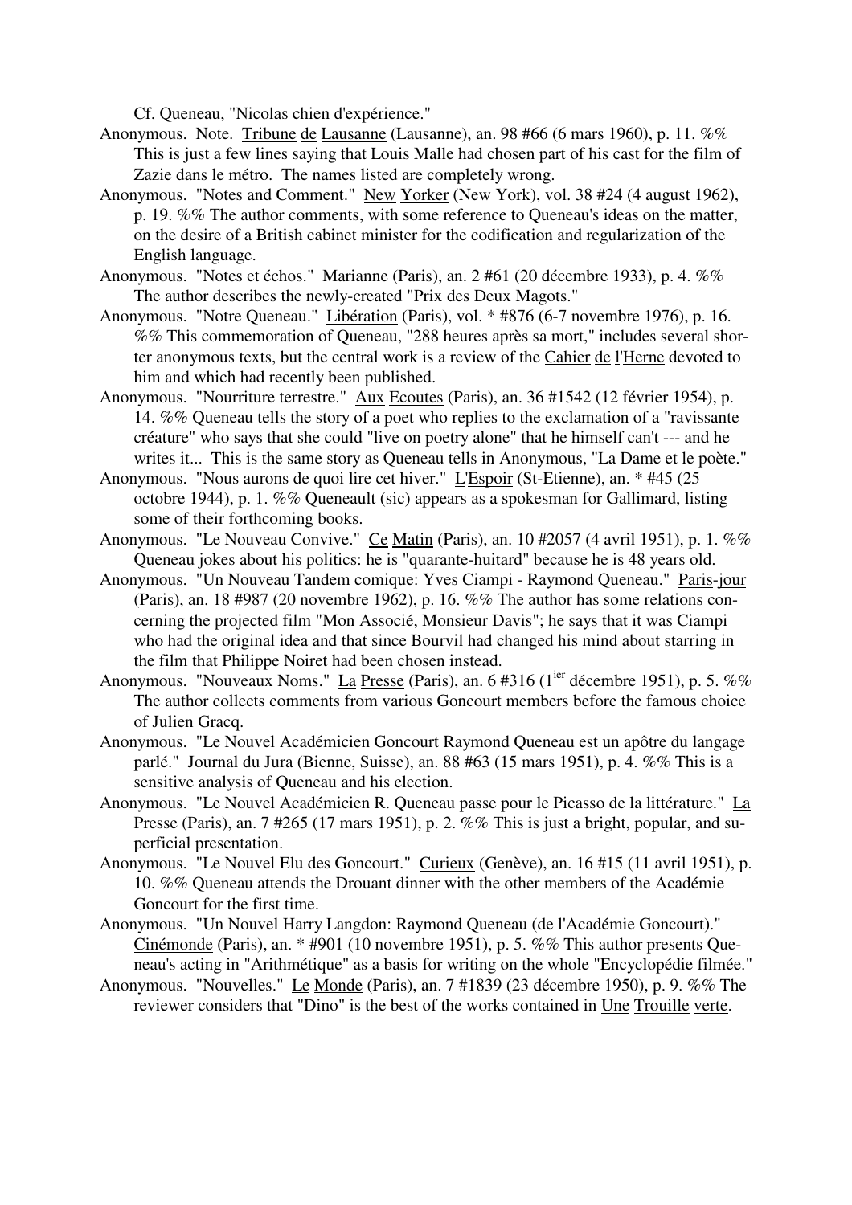Cf. Queneau, "Nicolas chien d'expérience."

Anonymous. Note. Tribune de Lausanne (Lausanne), an. 98 #66 (6 mars 1960), p. 11. %% This is just a few lines saying that Louis Malle had chosen part of his cast for the film of Zazie dans le métro. The names listed are completely wrong.

Anonymous. "Notes and Comment." New Yorker (New York), vol. 38 #24 (4 august 1962), p. 19. %% The author comments, with some reference to Queneau's ideas on the matter, on the desire of a British cabinet minister for the codification and regularization of the English language.

Anonymous. "Notes et échos." Marianne (Paris), an. 2 #61 (20 décembre 1933), p. 4. %% The author describes the newly-created "Prix des Deux Magots."

Anonymous. "Notre Queneau." Libération (Paris), vol. * #876 (6-7 novembre 1976), p. 16. %% This commemoration of Queneau, "288 heures après sa mort," includes several shorter anonymous texts, but the central work is a review of the Cahier de l'Herne devoted to him and which had recently been published.

Anonymous. "Nourriture terrestre." Aux Ecoutes (Paris), an. 36 #1542 (12 février 1954), p. 14. %% Queneau tells the story of a poet who replies to the exclamation of a "ravissante créature" who says that she could "live on poetry alone" that he himself can't --- and he writes it... This is the same story as Queneau tells in Anonymous, "La Dame et le poète."

Anonymous. "Nous aurons de quoi lire cet hiver." L'Espoir (St-Etienne), an. * #45 (25 octobre 1944), p. 1. %% Queneault (sic) appears as a spokesman for Gallimard, listing some of their forthcoming books.

Anonymous. "Le Nouveau Convive." Ce Matin (Paris), an. 10 #2057 (4 avril 1951), p. 1. %% Queneau jokes about his politics: he is "quarante-huitard" because he is 48 years old.

Anonymous. "Un Nouveau Tandem comique: Yves Ciampi - Raymond Queneau." Paris-jour (Paris), an. 18 #987 (20 novembre 1962), p. 16. %% The author has some relations concerning the projected film "Mon Associé, Monsieur Davis"; he says that it was Ciampi who had the original idea and that since Bourvil had changed his mind about starring in the film that Philippe Noiret had been chosen instead.

Anonymous. "Nouveaux Noms." La Presse (Paris), an. 6 #316 (1ier décembre 1951), p. 5. %% The author collects comments from various Goncourt members before the famous choice of Julien Gracq.

Anonymous. "Le Nouvel Académicien Goncourt Raymond Queneau est un apôtre du langage parlé." Journal du Jura (Bienne, Suisse), an. 88 #63 (15 mars 1951), p. 4. %% This is a sensitive analysis of Queneau and his election.

Anonymous. "Le Nouvel Académicien R. Queneau passe pour le Picasso de la littérature." La Presse (Paris), an. 7 #265 (17 mars 1951), p. 2. %% This is just a bright, popular, and superficial presentation.

Anonymous. "Le Nouvel Elu des Goncourt." Curieux (Genève), an. 16 #15 (11 avril 1951), p. 10. %% Queneau attends the Drouant dinner with the other members of the Académie Goncourt for the first time.

Anonymous. "Un Nouvel Harry Langdon: Raymond Queneau (de l'Académie Goncourt)." Cinémonde (Paris), an. * #901 (10 novembre 1951), p. 5. %% This author presents Queneau's acting in "Arithmétique" as a basis for writing on the whole "Encyclopédie filmée."

Anonymous. "Nouvelles." Le Monde (Paris), an. 7 #1839 (23 décembre 1950), p. 9. %% The reviewer considers that "Dino" is the best of the works contained in Une Trouille verte.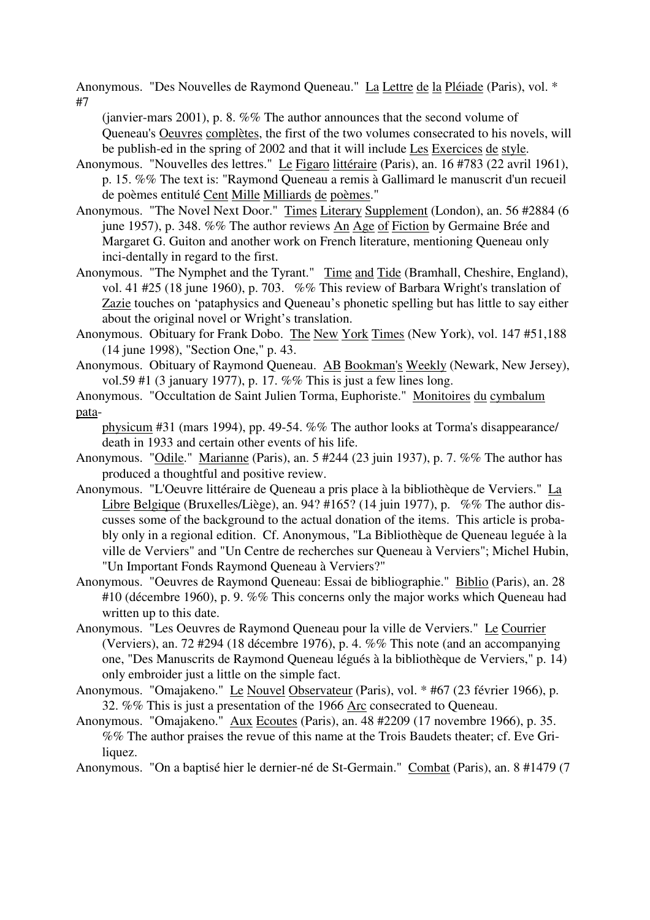Anonymous. "Des Nouvelles de Raymond Queneau." La Lettre de la Pléiade (Paris), vol. * #7 (janvier-mars 2001), p. 8. %% The author announces that the second volume of Queneau's Oeuvres complètes, the first of the two volumes consecrated to his novels, will be publish-ed in the spring of 2002 and that it will include Les Exercices de style.

Anonymous. "Nouvelles des lettres." Le Figaro littéraire (Paris), an. 16 #783 (22 avril 1961), p. 15. %% The text is: "Raymond Queneau a remis à Gallimard le manuscrit d'un recueil de poèmes entitulé Cent Mille Milliards de poèmes."

Anonymous. "The Novel Next Door." Times Literary Supplement (London), an. 56 #2884 (6 june 1957), p. 348. %% The author reviews An Age of Fiction by Germaine Brée and Margaret G. Guiton and another work on French literature, mentioning Queneau only inci-dentally in regard to the first.

Anonymous. "The Nymphet and the Tyrant." Time and Tide (Bramhall, Cheshire, England), vol. 41 #25 (18 june 1960), p. 703. %% This review of Barbara Wright's translation of Zazie touches on 'pataphysics and Queneau's phonetic spelling but has little to say either about the original novel or Wright's translation.

Anonymous. Obituary for Frank Dobo. The New York Times (New York), vol. 147 #51,188 (14 june 1998), "Section One," p. 43.

Anonymous. Obituary of Raymond Queneau. AB Bookman's Weekly (Newark, New Jersey), vol.59 #1 (3 january 1977), p. 17. %% This is just a few lines long.

Anonymous. "Occultation de Saint Julien Torma, Euphoriste." Monitoires du cymbalum pata-physicum #31 (mars 1994), pp. 49-54. %% The author looks at Torma's disappearance/ death in 1933 and certain other events of his life.

Anonymous. "Odile." Marianne (Paris), an. 5 #244 (23 juin 1937), p. 7. %% The author has produced a thoughtful and positive review.

Anonymous. "L'Oeuvre littéraire de Queneau a pris place à la bibliothèque de Verviers." La Libre Belgique (Bruxelles/Liège), an. 94? #165? (14 juin 1977), p. %% The author dis-cusses some of the background to the actual donation of the items. This article is proba-bly only in a regional edition. Cf. Anonymous, "La Bibliothèque de Queneau leguée à la ville de Verviers" and "Un Centre de recherches sur Queneau à Verviers"; Michel Hubin, "Un Important Fonds Raymond Queneau à Verviers?"

Anonymous. "Oeuvres de Raymond Queneau: Essai de bibliographie." Biblio (Paris), an. 28 #10 (décembre 1960), p. 9. %% This concerns only the major works which Queneau had written up to this date.

Anonymous. "Les Oeuvres de Raymond Queneau pour la ville de Verviers." Le Courrier (Verviers), an. 72 #294 (18 décembre 1976), p. 4. %% This note (and an accompanying one, "Des Manuscrits de Raymond Queneau légués à la bibliothèque de Verviers," p. 14) only embroider just a little on the simple fact.

Anonymous. "Omajakeno." Le Nouvel Observateur (Paris), vol. * #67 (23 février 1966), p. 32. %% This is just a presentation of the 1966 Arc consecrated to Queneau.

Anonymous. "Omajakeno." Aux Ecoutes (Paris), an. 48 #2209 (17 novembre 1966), p. 35. %% The author praises the revue of this name at the Trois Baudets theater; cf. Eve Gri-liquez.

Anonymous. "On a baptisé hier le dernier-né de St-Germain." Combat (Paris), an. 8 #1479 (7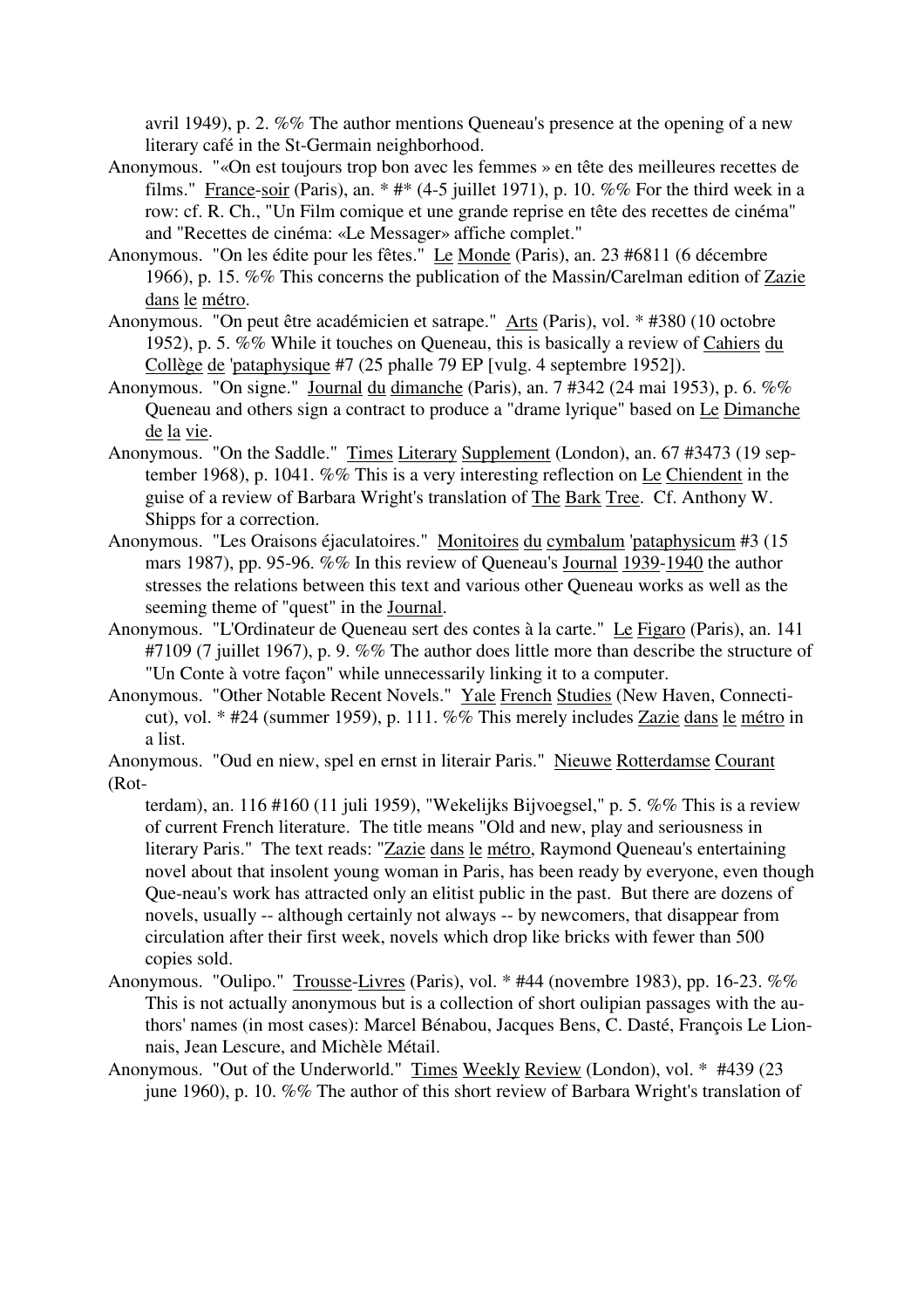avril 1949), p. 2. %% The author mentions Queneau's presence at the opening of a new literary café in the St-Germain neighborhood.

Anonymous. "«On est toujours trop bon avec les femmes » en tête des meilleures recettes de films." France-soir (Paris), an. * #* (4-5 juillet 1971), p. 10. %% For the third week in a row: cf. R. Ch., "Un Film comique et une grande reprise en tête des recettes de cinéma" and "Recettes de cinéma: «Le Messager» affiche complet."

Anonymous. "On les édite pour les fêtes." Le Monde (Paris), an. 23 #6811 (6 décembre 1966), p. 15. %% This concerns the publication of the Massin/Carelman edition of Zazie dans le métro.

Anonymous. "On peut être académicien et satrape." Arts (Paris), vol. * #380 (10 octobre 1952), p. 5. %% While it touches on Queneau, this is basically a review of Cahiers du Collège de 'pataphysique #7 (25 phalle 79 EP [vulg. 4 septembre 1952]).

Anonymous. "On signe." Journal du dimanche (Paris), an. 7 #342 (24 mai 1953), p. 6. %% Queneau and others sign a contract to produce a "drame lyrique" based on Le Dimanche de la vie.

Anonymous. "On the Saddle." Times Literary Supplement (London), an. 67 #3473 (19 september 1968), p. 1041. %% This is a very interesting reflection on Le Chiendent in the guise of a review of Barbara Wright's translation of The Bark Tree. Cf. Anthony W. Shipps for a correction.

Anonymous. "Les Oraisons éjaculatoires." Monitoires du cymbalum 'pataphysicum #3 (15 mars 1987), pp. 95-96. %% In this review of Queneau's Journal 1939-1940 the author stresses the relations between this text and various other Queneau works as well as the seeming theme of "quest" in the Journal.

Anonymous. "L'Ordinateur de Queneau sert des contes à la carte." Le Figaro (Paris), an. 141 #7109 (7 juillet 1967), p. 9. %% The author does little more than describe the structure of "Un Conte à votre façon" while unnecessarily linking it to a computer.

Anonymous. "Other Notable Recent Novels." Yale French Studies (New Haven, Connecticut), vol. * #24 (summer 1959), p. 111. %% This merely includes Zazie dans le métro in a list.

Anonymous. "Oud en niew, spel en ernst in literair Paris." Nieuwe Rotterdamse Courant (Rotterdam), an. 116 #160 (11 juli 1959), "Wekelijks Bijvoegsel," p. 5. %% This is a review of current French literature. The title means "Old and new, play and seriousness in literary Paris." The text reads: "Zazie dans le métro, Raymond Queneau's entertaining novel about that insolent young woman in Paris, has been ready by everyone, even though Que-neau's work has attracted only an elitist public in the past. But there are dozens of novels, usually -- although certainly not always -- by newcomers, that disappear from circulation after their first week, novels which drop like bricks with fewer than 500 copies sold.

Anonymous. "Oulipo." Trousse-Livres (Paris), vol. * #44 (novembre 1983), pp. 16-23. %% This is not actually anonymous but is a collection of short oulipian passages with the authors' names (in most cases): Marcel Bénabou, Jacques Bens, C. Dasté, François Le Lionnais, Jean Lescure, and Michèle Métail.

Anonymous. "Out of the Underworld." Times Weekly Review (London), vol. * #439 (23 june 1960), p. 10. %% The author of this short review of Barbara Wright's translation of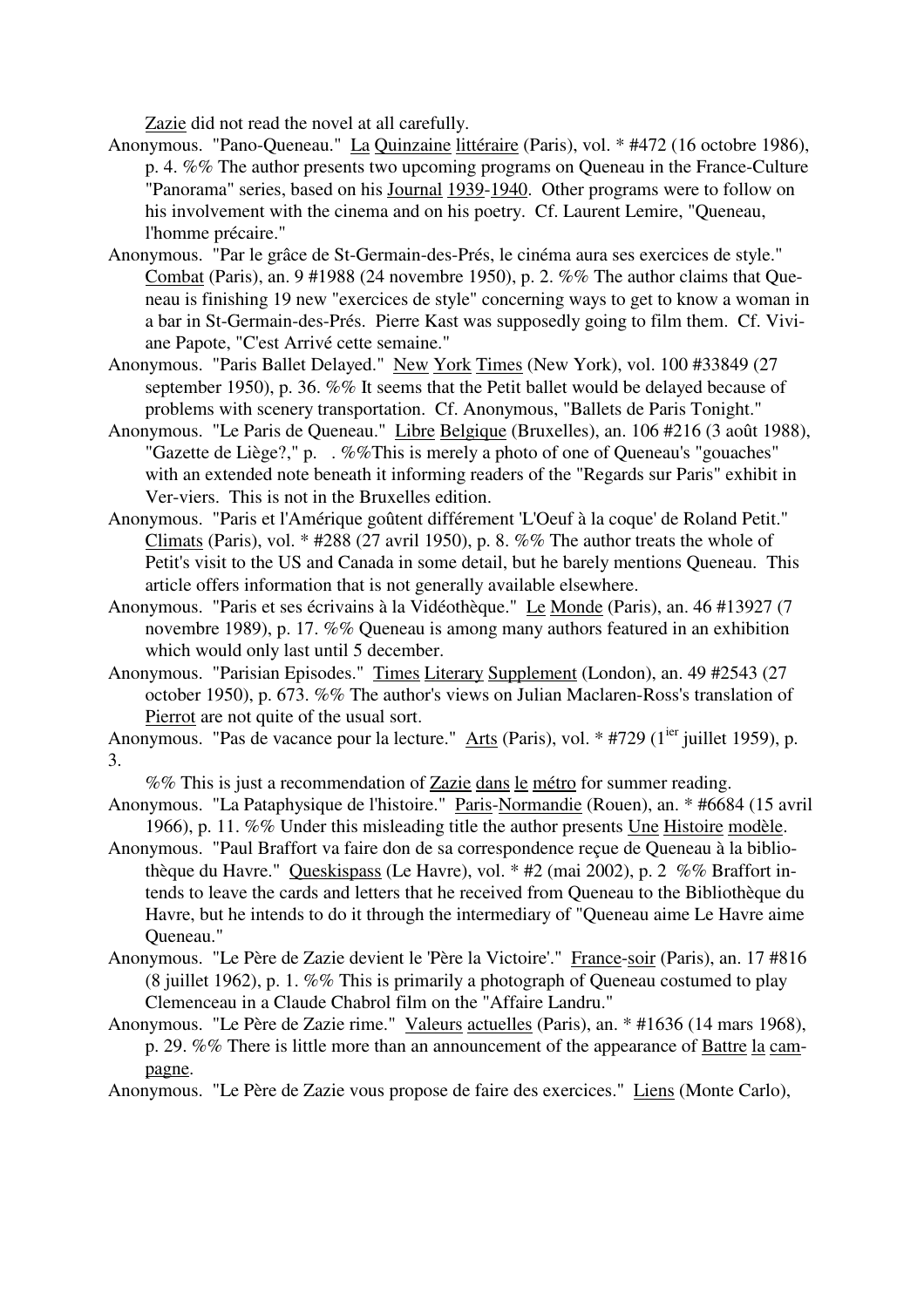Zazie did not read the novel at all carefully.

Anonymous. "Pano-Queneau." La Quinzaine littéraire (Paris), vol. * #472 (16 octobre 1986), p. 4. %% The author presents two upcoming programs on Queneau in the France-Culture "Panorama" series, based on his Journal 1939-1940. Other programs were to follow on his involvement with the cinema and on his poetry. Cf. Laurent Lemire, "Queneau, l'homme précaire."

Anonymous. "Par le grâce de St-Germain-des-Prés, le cinéma aura ses exercices de style." Combat (Paris), an. 9 #1988 (24 novembre 1950), p. 2. %% The author claims that Queneau is finishing 19 new "exercices de style" concerning ways to get to know a woman in a bar in St-Germain-des-Prés. Pierre Kast was supposedly going to film them. Cf. Viviane Papote, "C'est Arrivé cette semaine."

Anonymous. "Paris Ballet Delayed." New York Times (New York), vol. 100 #33849 (27 september 1950), p. 36. %% It seems that the Petit ballet would be delayed because of problems with scenery transportation. Cf. Anonymous, "Ballets de Paris Tonight."

Anonymous. "Le Paris de Queneau." Libre Belgique (Bruxelles), an. 106 #216 (3 août 1988), "Gazette de Liège?," p. . %%This is merely a photo of one of Queneau's "gouaches" with an extended note beneath it informing readers of the "Regards sur Paris" exhibit in Ver-viers. This is not in the Bruxelles edition.

Anonymous. "Paris et l'Amérique goûtent différement 'L'Oeuf à la coque' de Roland Petit." Climats (Paris), vol. * #288 (27 avril 1950), p. 8. %% The author treats the whole of Petit's visit to the US and Canada in some detail, but he barely mentions Queneau. This article offers information that is not generally available elsewhere.

Anonymous. "Paris et ses écrivains à la Vidéothèque." Le Monde (Paris), an. 46 #13927 (7 novembre 1989), p. 17. %% Queneau is among many authors featured in an exhibition which would only last until 5 december.

Anonymous. "Parisian Episodes." Times Literary Supplement (London), an. 49 #2543 (27 october 1950), p. 673. %% The author's views on Julian Maclaren-Ross's translation of Pierrot are not quite of the usual sort.

Anonymous. "Pas de vacance pour la lecture." Arts (Paris), vol. * #729 (1ier juillet 1959), p. 3.

%% This is just a recommendation of Zazie dans le métro for summer reading.

Anonymous. "La Pataphysique de l'histoire." Paris-Normandie (Rouen), an. * #6684 (15 avril 1966), p. 11. %% Under this misleading title the author presents Une Histoire modèle.

Anonymous. "Paul Braffort va faire don de sa correspondence reçue de Queneau à la bibliothèque du Havre." Queskispass (Le Havre), vol. * #2 (mai 2002), p. 2 %% Braffort intends to leave the cards and letters that he received from Queneau to the Bibliothèque du Havre, but he intends to do it through the intermediary of "Queneau aime Le Havre aime Queneau."

Anonymous. "Le Père de Zazie devient le 'Père la Victoire'." France-soir (Paris), an. 17 #816 (8 juillet 1962), p. 1. %% This is primarily a photograph of Queneau costumed to play Clemenceau in a Claude Chabrol film on the "Affaire Landru."

Anonymous. "Le Père de Zazie rime." Valeurs actuelles (Paris), an. * #1636 (14 mars 1968), p. 29. %% There is little more than an announcement of the appearance of Battre la campagne.

Anonymous. "Le Père de Zazie vous propose de faire des exercices." Liens (Monte Carlo),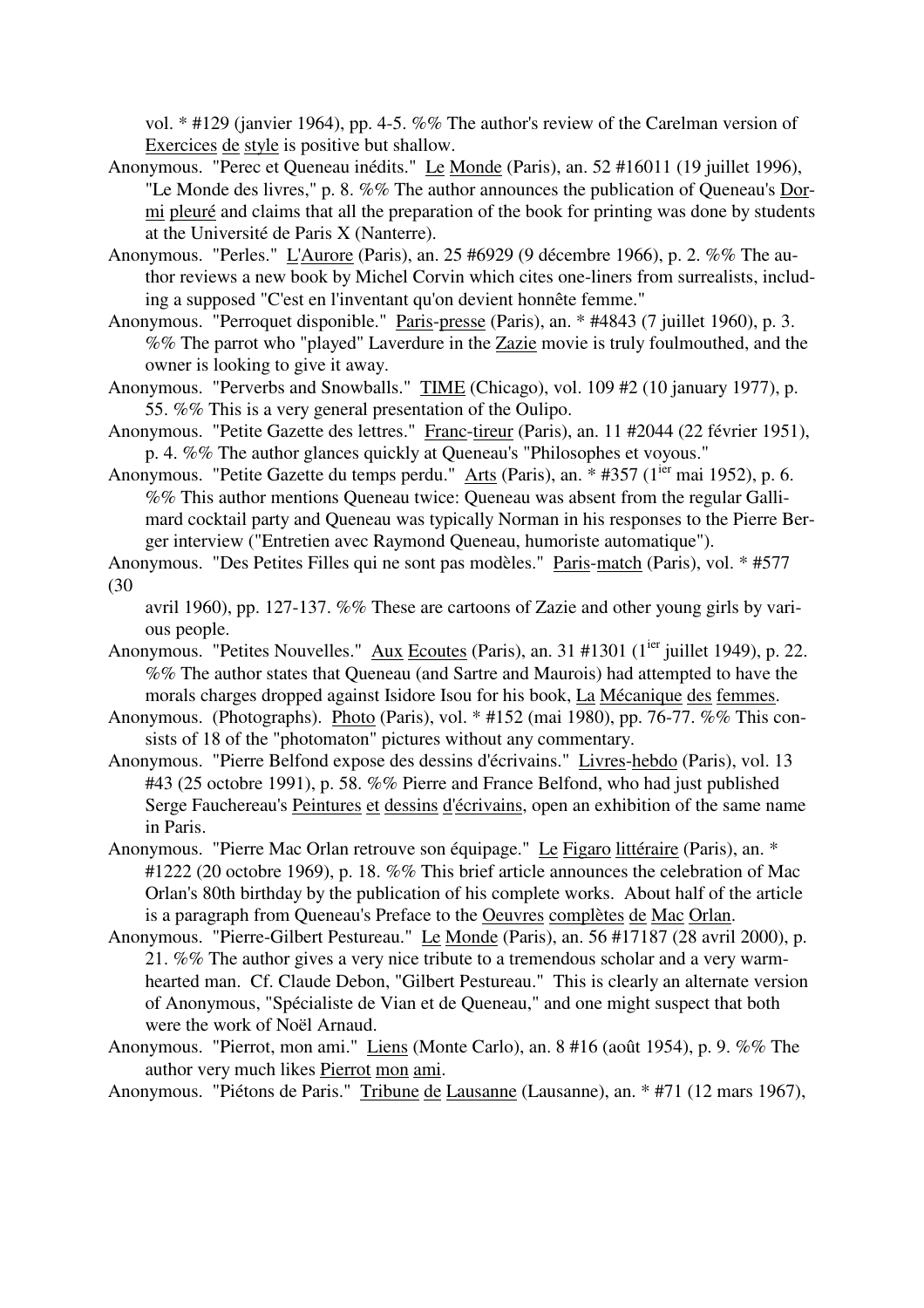vol. * #129 (janvier 1964), pp. 4-5. %% The author's review of the Carelman version of Exercices de style is positive but shallow.

Anonymous. "Perec et Queneau inédits." Le Monde (Paris), an. 52 #16011 (19 juillet 1996), "Le Monde des livres," p. 8. %% The author announces the publication of Queneau's Dormi pleuré and claims that all the preparation of the book for printing was done by students at the Université de Paris X (Nanterre).

Anonymous. "Perles." L'Aurore (Paris), an. 25 #6929 (9 décembre 1966), p. 2. %% The author reviews a new book by Michel Corvin which cites one-liners from surrealists, including a supposed "C'est en l'inventant qu'on devient honnête femme."

Anonymous. "Perroquet disponible." Paris-presse (Paris), an. * #4843 (7 juillet 1960), p. 3. %% The parrot who "played" Laverdure in the Zazie movie is truly foulmouthed, and the owner is looking to give it away.

Anonymous. "Perverbs and Snowballs." TIME (Chicago), vol. 109 #2 (10 january 1977), p. 55. %% This is a very general presentation of the Oulipo.

Anonymous. "Petite Gazette des lettres." Franc-tireur (Paris), an. 11 #2044 (22 février 1951), p. 4. %% The author glances quickly at Queneau's "Philosophes et voyous."

Anonymous. "Petite Gazette du temps perdu." Arts (Paris), an. * #357 (1ier mai 1952), p. 6. %% This author mentions Queneau twice: Queneau was absent from the regular Gallimard cocktail party and Queneau was typically Norman in his responses to the Pierre Berger interview ("Entretien avec Raymond Queneau, humoriste automatique").

Anonymous. "Des Petites Filles qui ne sont pas modèles." Paris-match (Paris), vol. * #577 (30 avril 1960), pp. 127-137. %% These are cartoons of Zazie and other young girls by various people.

Anonymous. "Petites Nouvelles." Aux Ecoutes (Paris), an. 31 #1301 (1ier juillet 1949), p. 22. %% The author states that Queneau (and Sartre and Maurois) had attempted to have the morals charges dropped against Isidore Isou for his book, La Mécanique des femmes.

Anonymous. (Photographs). Photo (Paris), vol. * #152 (mai 1980), pp. 76-77. %% This consists of 18 of the "photomaton" pictures without any commentary.

Anonymous. "Pierre Belfond expose des dessins d'écrivains." Livres-hebdo (Paris), vol. 13 #43 (25 octobre 1991), p. 58. %% Pierre and France Belfond, who had just published Serge Fauchereau's Peintures et dessins d'écrivains, open an exhibition of the same name in Paris.

Anonymous. "Pierre Mac Orlan retrouve son équipage." Le Figaro littéraire (Paris), an. * #1222 (20 octobre 1969), p. 18. %% This brief article announces the celebration of Mac Orlan's 80th birthday by the publication of his complete works. About half of the article is a paragraph from Queneau's Preface to the Oeuvres complètes de Mac Orlan.

Anonymous. "Pierre-Gilbert Pestureau." Le Monde (Paris), an. 56 #17187 (28 avril 2000), p. 21. %% The author gives a very nice tribute to a tremendous scholar and a very warm-hearted man. Cf. Claude Debon, "Gilbert Pestureau." This is clearly an alternate version of Anonymous, "Spécialiste de Vian et de Queneau," and one might suspect that both were the work of Noël Arnaud.

Anonymous. "Pierrot, mon ami." Liens (Monte Carlo), an. 8 #16 (août 1954), p. 9. %% The author very much likes Pierrot mon ami.

Anonymous. "Piétons de Paris." Tribune de Lausanne (Lausanne), an. * #71 (12 mars 1967),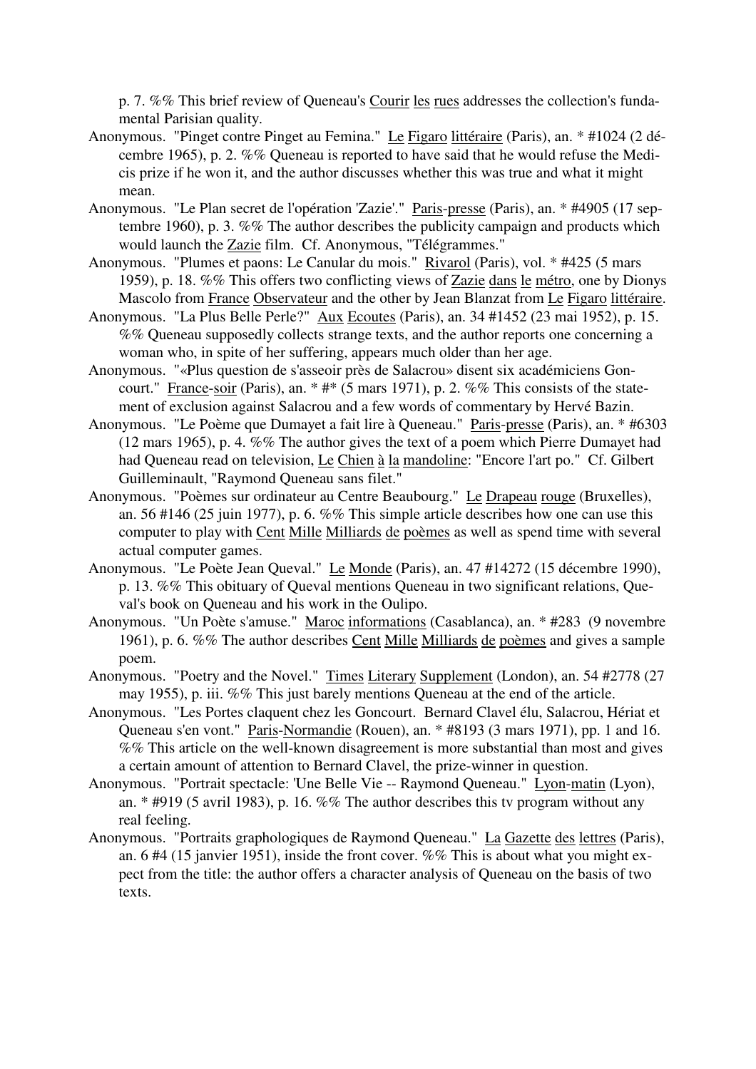p. 7. %% This brief review of Queneau's Courir les rues addresses the collection's fundamental Parisian quality.

Anonymous. "Pinget contre Pinget au Femina." Le Figaro littéraire (Paris), an. * #1024 (2 décembre 1965), p. 2. %% Queneau is reported to have said that he would refuse the Medicis prize if he won it, and the author discusses whether this was true and what it might mean.

Anonymous. "Le Plan secret de l'opération 'Zazie'." Paris-presse (Paris), an. * #4905 (17 septembre 1960), p. 3. %% The author describes the publicity campaign and products which would launch the Zazie film. Cf. Anonymous, "Télégrammes."

Anonymous. "Plumes et paons: Le Canular du mois." Rivarol (Paris), vol. * #425 (5 mars 1959), p. 18. %% This offers two conflicting views of Zazie dans le métro, one by Dionys Mascolo from France Observateur and the other by Jean Blanzat from Le Figaro littéraire.

Anonymous. "La Plus Belle Perle?" Aux Ecoutes (Paris), an. 34 #1452 (23 mai 1952), p. 15. %% Queneau supposedly collects strange texts, and the author reports one concerning a woman who, in spite of her suffering, appears much older than her age.

Anonymous. "«Plus question de s'asseoir près de Salacrou» disent six académiciens Goncourt." France-soir (Paris), an. * #* (5 mars 1971), p. 2. %% This consists of the statement of exclusion against Salacrou and a few words of commentary by Hervé Bazin.

Anonymous. "Le Poème que Dumayet a fait lire à Queneau." Paris-presse (Paris), an. * #6303 (12 mars 1965), p. 4. %% The author gives the text of a poem which Pierre Dumayet had had Queneau read on television, Le Chien à la mandoline: "Encore l'art po." Cf. Gilbert Guilleminault, "Raymond Queneau sans filet."

Anonymous. "Poèmes sur ordinateur au Centre Beaubourg." Le Drapeau rouge (Bruxelles), an. 56 #146 (25 juin 1977), p. 6. %% This simple article describes how one can use this computer to play with Cent Mille Milliards de poèmes as well as spend time with several actual computer games.

Anonymous. "Le Poète Jean Queval." Le Monde (Paris), an. 47 #14272 (15 décembre 1990), p. 13. %% This obituary of Queval mentions Queneau in two significant relations, Queval's book on Queneau and his work in the Oulipo.

Anonymous. "Un Poète s'amuse." Maroc informations (Casablanca), an. * #283 (9 novembre 1961), p. 6. %% The author describes Cent Mille Milliards de poèmes and gives a sample poem.

Anonymous. "Poetry and the Novel." Times Literary Supplement (London), an. 54 #2778 (27 may 1955), p. iii. %% This just barely mentions Queneau at the end of the article.

Anonymous. "Les Portes claquent chez les Goncourt. Bernard Clavel élu, Salacrou, Hériat et Queneau s'en vont." Paris-Normandie (Rouen), an. * #8193 (3 mars 1971), pp. 1 and 16. %% This article on the well-known disagreement is more substantial than most and gives a certain amount of attention to Bernard Clavel, the prize-winner in question.

Anonymous. "Portrait spectacle: 'Une Belle Vie -- Raymond Queneau." Lyon-matin (Lyon), an. * #919 (5 avril 1983), p. 16. %% The author describes this tv program without any real feeling.

Anonymous. "Portraits graphologiques de Raymond Queneau." La Gazette des lettres (Paris), an. 6 #4 (15 janvier 1951), inside the front cover. %% This is about what you might expect from the title: the author offers a character analysis of Queneau on the basis of two texts.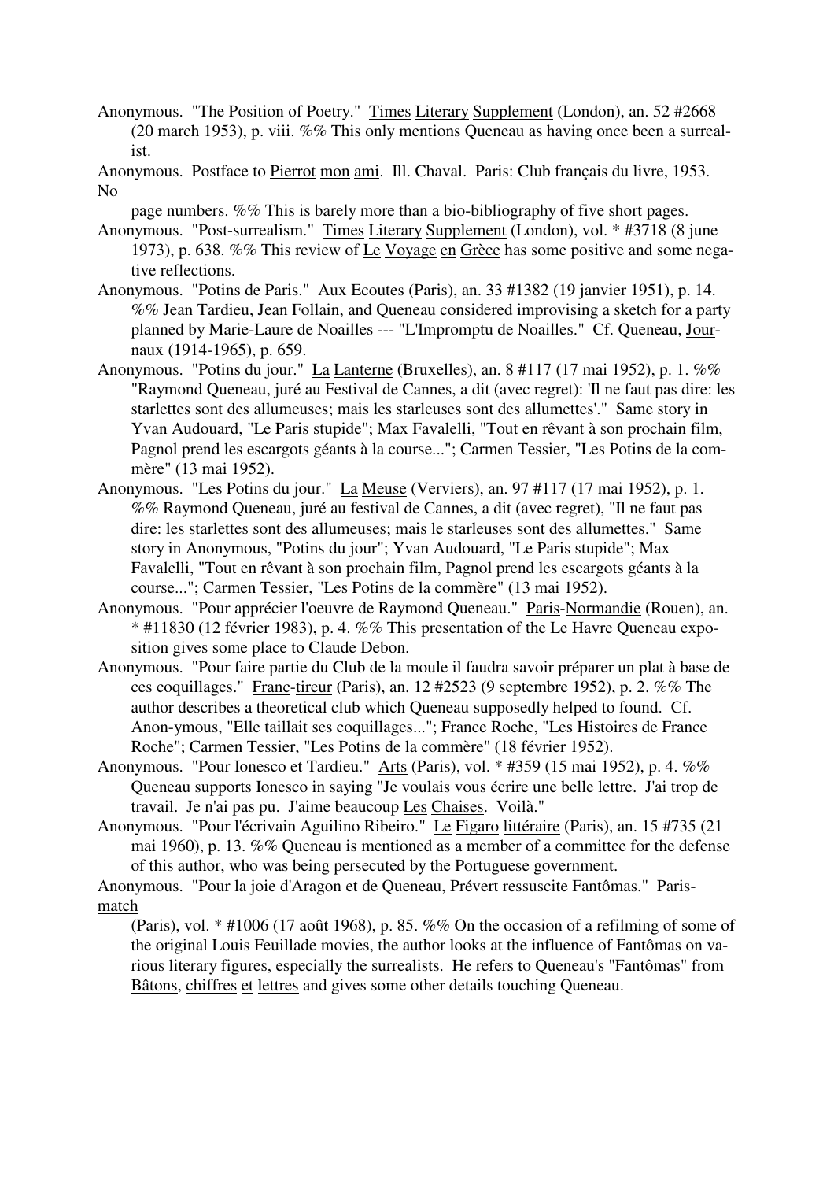Anonymous. "The Position of Poetry." Times Literary Supplement (London), an. 52 #2668 (20 march 1953), p. viii. %% This only mentions Queneau as having once been a surrealist.

Anonymous. Postface to Pierrot mon ami. Ill. Chaval. Paris: Club français du livre, 1953. No page numbers. %% This is barely more than a bio-bibliography of five short pages.

Anonymous. "Post-surrealism." Times Literary Supplement (London), vol. * #3718 (8 june 1973), p. 638. %% This review of Le Voyage en Grèce has some positive and some negative reflections.

Anonymous. "Potins de Paris." Aux Ecoutes (Paris), an. 33 #1382 (19 janvier 1951), p. 14. %% Jean Tardieu, Jean Follain, and Queneau considered improvising a sketch for a party planned by Marie-Laure de Noailles --- "L'Impromptu de Noailles." Cf. Queneau, Journaux (1914-1965), p. 659.

Anonymous. "Potins du jour." La Lanterne (Bruxelles), an. 8 #117 (17 mai 1952), p. 1. %% "Raymond Queneau, juré au Festival de Cannes, a dit (avec regret): 'Il ne faut pas dire: les starlettes sont des allumeuses; mais les starleuses sont des allumettes'." Same story in Yvan Audouard, "Le Paris stupide"; Max Favalelli, "Tout en rêvant à son prochain film, Pagnol prend les escargots géants à la course..."; Carmen Tessier, "Les Potins de la commère" (13 mai 1952).

Anonymous. "Les Potins du jour." La Meuse (Verviers), an. 97 #117 (17 mai 1952), p. 1. %% Raymond Queneau, juré au festival de Cannes, a dit (avec regret), "Il ne faut pas dire: les starlettes sont des allumeuses; mais le starleuses sont des allumettes." Same story in Anonymous, "Potins du jour"; Yvan Audouard, "Le Paris stupide"; Max Favalelli, "Tout en rêvant à son prochain film, Pagnol prend les escargots géants à la course..."; Carmen Tessier, "Les Potins de la commère" (13 mai 1952).

Anonymous. "Pour apprécier l'oeuvre de Raymond Queneau." Paris-Normandie (Rouen), an. * #11830 (12 février 1983), p. 4. %% This presentation of the Le Havre Queneau exposition gives some place to Claude Debon.

Anonymous. "Pour faire partie du Club de la moule il faudra savoir préparer un plat à base de ces coquillages." Franc-tireur (Paris), an. 12 #2523 (9 septembre 1952), p. 2. %% The author describes a theoretical club which Queneau supposedly helped to found. Cf. Anon-ymous, "Elle taillait ses coquillages..."; France Roche, "Les Histoires de France Roche"; Carmen Tessier, "Les Potins de la commère" (18 février 1952).

Anonymous. "Pour Ionesco et Tardieu." Arts (Paris), vol. * #359 (15 mai 1952), p. 4. %% Queneau supports Ionesco in saying "Je voulais vous écrire une belle lettre. J'ai trop de travail. Je n'ai pas pu. J'aime beaucoup Les Chaises. Voilà."

Anonymous. "Pour l'écrivain Aguilino Ribeiro." Le Figaro littéraire (Paris), an. 15 #735 (21 mai 1960), p. 13. %% Queneau is mentioned as a member of a committee for the defense of this author, who was being persecuted by the Portuguese government.

Anonymous. "Pour la joie d'Aragon et de Queneau, Prévert ressuscite Fantômas." Paris-match (Paris), vol. * #1006 (17 août 1968), p. 85. %% On the occasion of a refilming of some of the original Louis Feuillade movies, the author looks at the influence of Fantômas on various literary figures, especially the surrealists. He refers to Queneau's "Fantômas" from Bâtons, chiffres et lettres and gives some other details touching Queneau.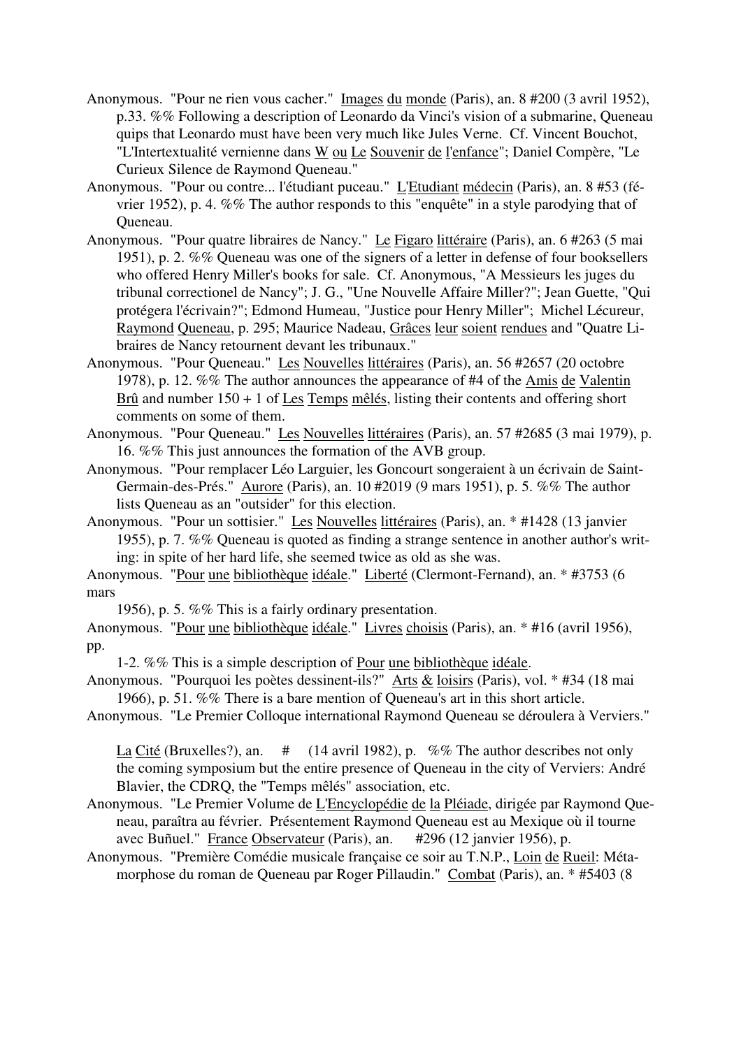Anonymous. "Pour ne rien vous cacher." Images du monde (Paris), an. 8 #200 (3 avril 1952), p.33. %% Following a description of Leonardo da Vinci's vision of a submarine, Queneau quips that Leonardo must have been very much like Jules Verne. Cf. Vincent Bouchot, "L'Intertextualité vernienne dans W ou Le Souvenir de l'enfance"; Daniel Compère, "Le Curieux Silence de Raymond Queneau."

Anonymous. "Pour ou contre... l'étudiant puceau." L'Etudiant médecin (Paris), an. 8 #53 (février 1952), p. 4. %% The author responds to this "enquête" in a style parodying that of Queneau.

Anonymous. "Pour quatre libraires de Nancy." Le Figaro littéraire (Paris), an. 6 #263 (5 mai 1951), p. 2. %% Queneau was one of the signers of a letter in defense of four booksellers who offered Henry Miller's books for sale. Cf. Anonymous, "A Messieurs les juges du tribunal correctionel de Nancy"; J. G., "Une Nouvelle Affaire Miller?"; Jean Guette, "Qui protégera l'écrivain?"; Edmond Humeau, "Justice pour Henry Miller"; Michel Lécureur, Raymond Queneau, p. 295; Maurice Nadeau, Grâces leur soient rendues and "Quatre Libraires de Nancy retournent devant les tribunaux."

Anonymous. "Pour Queneau." Les Nouvelles littéraires (Paris), an. 56 #2657 (20 octobre 1978), p. 12. %% The author announces the appearance of #4 of the Amis de Valentin Brû and number 150 + 1 of Les Temps mêlés, listing their contents and offering short comments on some of them.

Anonymous. "Pour Queneau." Les Nouvelles littéraires (Paris), an. 57 #2685 (3 mai 1979), p. 16. %% This just announces the formation of the AVB group.

Anonymous. "Pour remplacer Léo Larguier, les Goncourt songeraient à un écrivain de Saint-Germain-des-Prés." Aurore (Paris), an. 10 #2019 (9 mars 1951), p. 5. %% The author lists Queneau as an "outsider" for this election.

Anonymous. "Pour un sottisier." Les Nouvelles littéraires (Paris), an. * #1428 (13 janvier 1955), p. 7. %% Queneau is quoted as finding a strange sentence in another author's writing: in spite of her hard life, she seemed twice as old as she was.

Anonymous. "Pour une bibliothèque idéale." Liberté (Clermont-Fernand), an. * #3753 (6 mars 1956), p. 5. %% This is a fairly ordinary presentation.

Anonymous. "Pour une bibliothèque idéale." Livres choisis (Paris), an. * #16 (avril 1956), pp. 1-2. %% This is a simple description of Pour une bibliothèque idéale.

Anonymous. "Pourquoi les poètes dessinent-ils?" Arts & loisirs (Paris), vol. * #34 (18 mai 1966), p. 51. %% There is a bare mention of Queneau's art in this short article.

Anonymous. "Le Premier Colloque international Raymond Queneau se déroulera à Verviers." La Cité (Bruxelles?), an. # (14 avril 1982), p. %% The author describes not only the coming symposium but the entire presence of Queneau in the city of Verviers: André Blavier, the CDRQ, the "Temps mêlés" association, etc.

Anonymous. "Le Premier Volume de L'Encyclopédie de la Pléiade, dirigée par Raymond Queneau, paraîtra au février. Présentement Raymond Queneau est au Mexique où il tourne avec Buñuel." France Observateur (Paris), an. #296 (12 janvier 1956), p.

Anonymous. "Première Comédie musicale française ce soir au T.N.P., Loin de Rueil: Métamorphose du roman de Queneau par Roger Pillaudin." Combat (Paris), an. * #5403 (8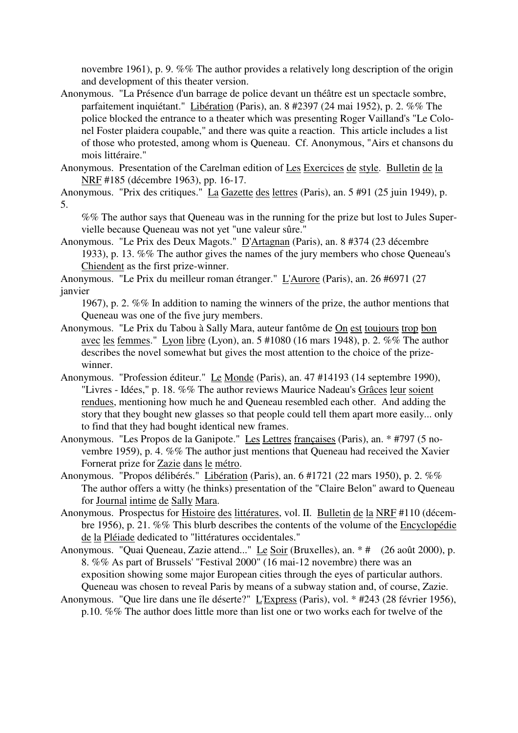novembre 1961), p. 9. %% The author provides a relatively long description of the origin and development of this theater version.

Anonymous. "La Présence d'un barrage de police devant un théâtre est un spectacle sombre, parfaitement inquiétant." Libération (Paris), an. 8 #2397 (24 mai 1952), p. 2. %% The police blocked the entrance to a theater which was presenting Roger Vailland's "Le Colonel Foster plaidera coupable," and there was quite a reaction. This article includes a list of those who protested, among whom is Queneau. Cf. Anonymous, "Airs et chansons du mois littéraire."

Anonymous. Presentation of the Carelman edition of Les Exercices de style. Bulletin de la NRF #185 (décembre 1963), pp. 16-17.

Anonymous. "Prix des critiques." La Gazette des lettres (Paris), an. 5 #91 (25 juin 1949), p. 5.

%% The author says that Queneau was in the running for the prize but lost to Jules Supervielle because Queneau was not yet "une valeur sûre."

Anonymous. "Le Prix des Deux Magots." D'Artagnan (Paris), an. 8 #374 (23 décembre 1933), p. 13. %% The author gives the names of the jury members who chose Queneau's Chiendent as the first prize-winner.

Anonymous. "Le Prix du meilleur roman étranger." L'Aurore (Paris), an. 26 #6971 (27 janvier

1967), p. 2. %% In addition to naming the winners of the prize, the author mentions that Queneau was one of the five jury members.

Anonymous. "Le Prix du Tabou à Sally Mara, auteur fantôme de On est toujours trop bon avec les femmes." Lyon libre (Lyon), an. 5 #1080 (16 mars 1948), p. 2. %% The author describes the novel somewhat but gives the most attention to the choice of the prize-winner.

Anonymous. "Profession éditeur." Le Monde (Paris), an. 47 #14193 (14 septembre 1990), "Livres - Idées," p. 18. %% The author reviews Maurice Nadeau's Grâces leur soient rendues, mentioning how much he and Queneau resembled each other. And adding the story that they bought new glasses so that people could tell them apart more easily... only to find that they had bought identical new frames.

Anonymous. "Les Propos de la Ganipote." Les Lettres françaises (Paris), an. * #797 (5 novembre 1959), p. 4. %% The author just mentions that Queneau had received the Xavier Fornerat prize for Zazie dans le métro.

Anonymous. "Propos délibérés." Libération (Paris), an. 6 #1721 (22 mars 1950), p. 2. %% The author offers a witty (he thinks) presentation of the "Claire Belon" award to Queneau for Journal intime de Sally Mara.

Anonymous. Prospectus for Histoire des littératures, vol. II. Bulletin de la NRF #110 (décembre 1956), p. 21. %% This blurb describes the contents of the volume of the Encyclopédie de la Pléiade dedicated to "littératures occidentales."

Anonymous. "Quai Queneau, Zazie attend..." Le Soir (Bruxelles), an. * # (26 août 2000), p. 8. %% As part of Brussels' "Festival 2000" (16 mai-12 novembre) there was an exposition showing some major European cities through the eyes of particular authors. Queneau was chosen to reveal Paris by means of a subway station and, of course, Zazie.

Anonymous. "Que lire dans une île déserte?" L'Express (Paris), vol. * #243 (28 février 1956), p.10. %% The author does little more than list one or two works each for twelve of the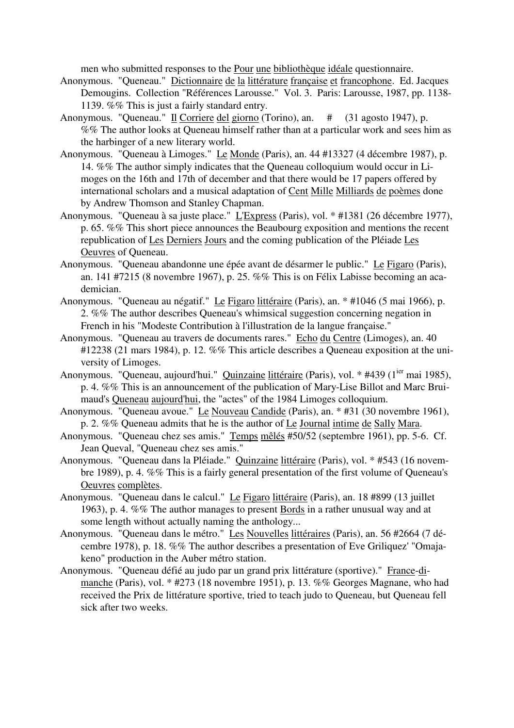men who submitted responses to the Pour une bibliothèque idéale questionnaire.

Anonymous. "Queneau." Dictionnaire de la littérature française et francophone. Ed. Jacques Demougins. Collection "Références Larousse." Vol. 3. Paris: Larousse, 1987, pp. 1138-1139. %% This is just a fairly standard entry.

Anonymous. "Queneau." Il Corriere del giorno (Torino), an. # (31 agosto 1947), p. %% The author looks at Queneau himself rather than at a particular work and sees him as the harbinger of a new literary world.

Anonymous. "Queneau à Limoges." Le Monde (Paris), an. 44 #13327 (4 décembre 1987), p. 14. %% The author simply indicates that the Queneau colloquium would occur in Limoges on the 16th and 17th of december and that there would be 17 papers offered by international scholars and a musical adaptation of Cent Mille Milliards de poèmes done by Andrew Thomson and Stanley Chapman.

Anonymous. "Queneau à sa juste place." L'Express (Paris), vol. * #1381 (26 décembre 1977), p. 65. %% This short piece announces the Beaubourg exposition and mentions the recent republication of Les Derniers Jours and the coming publication of the Pléiade Les Oeuvres of Queneau.

Anonymous. "Queneau abandonne une épée avant de désarmer le public." Le Figaro (Paris), an. 141 #7215 (8 novembre 1967), p. 25. %% This is on Félix Labisse becoming an academician.

Anonymous. "Queneau au négatif." Le Figaro littéraire (Paris), an. * #1046 (5 mai 1966), p. 2. %% The author describes Queneau's whimsical suggestion concerning negation in French in his "Modeste Contribution à l'illustration de la langue française."

Anonymous. "Queneau au travers de documents rares." Echo du Centre (Limoges), an. 40 #12238 (21 mars 1984), p. 12. %% This article describes a Queneau exposition at the university of Limoges.

Anonymous. "Queneau, aujourd'hui." Quinzaine littéraire (Paris), vol. * #439 (1ier mai 1985), p. 4. %% This is an announcement of the publication of Mary-Lise Billot and Marc Bruimaud's Queneau aujourd'hui, the "actes" of the 1984 Limoges colloquium.

Anonymous. "Queneau avoue." Le Nouveau Candide (Paris), an. * #31 (30 novembre 1961), p. 2. %% Queneau admits that he is the author of Le Journal intime de Sally Mara.

Anonymous. "Queneau chez ses amis." Temps mêlés #50/52 (septembre 1961), pp. 5-6. Cf. Jean Queval, "Queneau chez ses amis."

Anonymous. "Queneau dans la Pléiade." Quinzaine littéraire (Paris), vol. * #543 (16 novembre 1989), p. 4. %% This is a fairly general presentation of the first volume of Queneau's Oeuvres complètes.

Anonymous. "Queneau dans le calcul." Le Figaro littéraire (Paris), an. 18 #899 (13 juillet 1963), p. 4. %% The author manages to present Bords in a rather unusual way and at some length without actually naming the anthology...

Anonymous. "Queneau dans le métro." Les Nouvelles littéraires (Paris), an. 56 #2664 (7 décembre 1978), p. 18. %% The author describes a presentation of Eve Griliquez' "Omajakeno" production in the Auber métro station.

Anonymous. "Queneau défié au judo par un grand prix littérature (sportive)." France-dimanche (Paris), vol. * #273 (18 novembre 1951), p. 13. %% Georges Magnane, who had received the Prix de littérature sportive, tried to teach judo to Queneau, but Queneau fell sick after two weeks.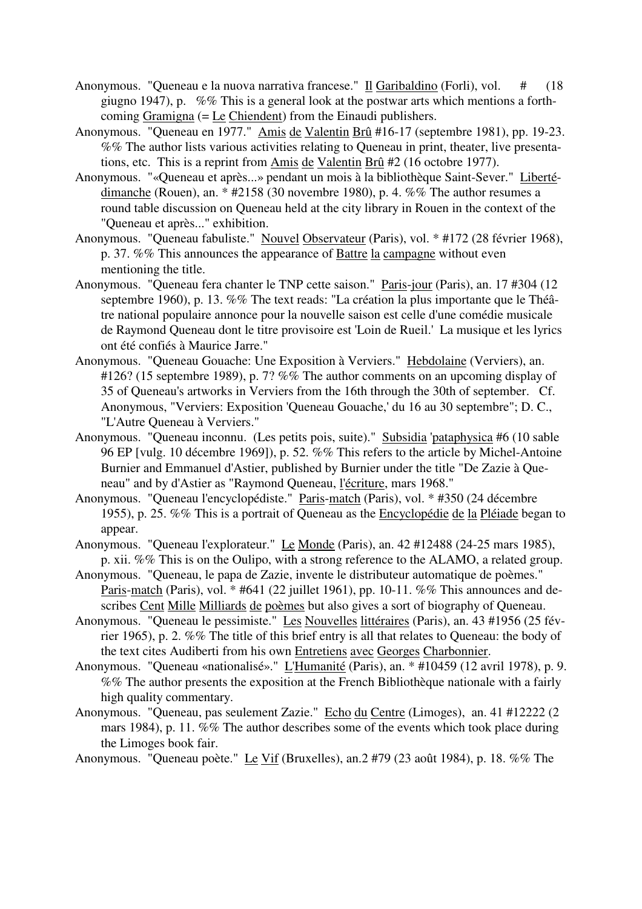Anonymous. "Queneau e la nuova narrativa francese." Il Garibaldino (Forli), vol. # (18 giugno 1947), p. %% This is a general look at the postwar arts which mentions a forthcoming Gramigna (= Le Chiendent) from the Einaudi publishers.

Anonymous. "Queneau en 1977." Amis de Valentin Brû #16-17 (septembre 1981), pp. 19-23. %% The author lists various activities relating to Queneau in print, theater, live presentations, etc. This is a reprint from Amis de Valentin Brû #2 (16 octobre 1977).

Anonymous. "«Queneau et après...» pendant un mois à la bibliothèque Saint-Sever." Liberté-dimanche (Rouen), an. * #2158 (30 novembre 1980), p. 4. %% The author resumes a round table discussion on Queneau held at the city library in Rouen in the context of the "Queneau et après..." exhibition.

Anonymous. "Queneau fabuliste." Nouvel Observateur (Paris), vol. * #172 (28 février 1968), p. 37. %% This announces the appearance of Battre la campagne without even mentioning the title.

Anonymous. "Queneau fera chanter le TNP cette saison." Paris-jour (Paris), an. 17 #304 (12 septembre 1960), p. 13. %% The text reads: "La création la plus importante que le Théâtre national populaire annonce pour la nouvelle saison est celle d'une comédie musicale de Raymond Queneau dont le titre provisoire est 'Loin de Rueil.' La musique et les lyrics ont été confiés à Maurice Jarre."

Anonymous. "Queneau Gouache: Une Exposition à Verviers." Hebdolaine (Verviers), an. #126? (15 septembre 1989), p. 7? %% The author comments on an upcoming display of 35 of Queneau's artworks in Verviers from the 16th through the 30th of september. Cf. Anonymous, "Verviers: Exposition 'Queneau Gouache,' du 16 au 30 septembre"; D. C., "L'Autre Queneau à Verviers."

Anonymous. "Queneau inconnu. (Les petits pois, suite)." Subsidia 'pataphysica #6 (10 sable 96 EP [vulg. 10 décembre 1969]), p. 52. %% This refers to the article by Michel-Antoine Burnier and Emmanuel d'Astier, published by Burnier under the title "De Zazie à Queneau" and by d'Astier as "Raymond Queneau, l'écriture, mars 1968."

Anonymous. "Queneau l'encyclopédiste." Paris-match (Paris), vol. * #350 (24 décembre 1955), p. 25. %% This is a portrait of Queneau as the Encyclopédie de la Pléiade began to appear.

Anonymous. "Queneau l'explorateur." Le Monde (Paris), an. 42 #12488 (24-25 mars 1985), p. xii. %% This is on the Oulipo, with a strong reference to the ALAMO, a related group.

Anonymous. "Queneau, le papa de Zazie, invente le distributeur automatique de poèmes." Paris-match (Paris), vol. * #641 (22 juillet 1961), pp. 10-11. %% This announces and describes Cent Mille Milliards de poèmes but also gives a sort of biography of Queneau.

Anonymous. "Queneau le pessimiste." Les Nouvelles littéraires (Paris), an. 43 #1956 (25 février 1965), p. 2. %% The title of this brief entry is all that relates to Queneau: the body of the text cites Audiberti from his own Entretiens avec Georges Charbonnier.

Anonymous. "Queneau «nationalisé»." L'Humanité (Paris), an. * #10459 (12 avril 1978), p. 9. %% The author presents the exposition at the French Bibliothèque nationale with a fairly high quality commentary.

Anonymous. "Queneau, pas seulement Zazie." Echo du Centre (Limoges), an. 41 #12222 (2 mars 1984), p. 11. %% The author describes some of the events which took place during the Limoges book fair.

Anonymous. "Queneau poète." Le Vif (Bruxelles), an.2 #79 (23 août 1984), p. 18. %% The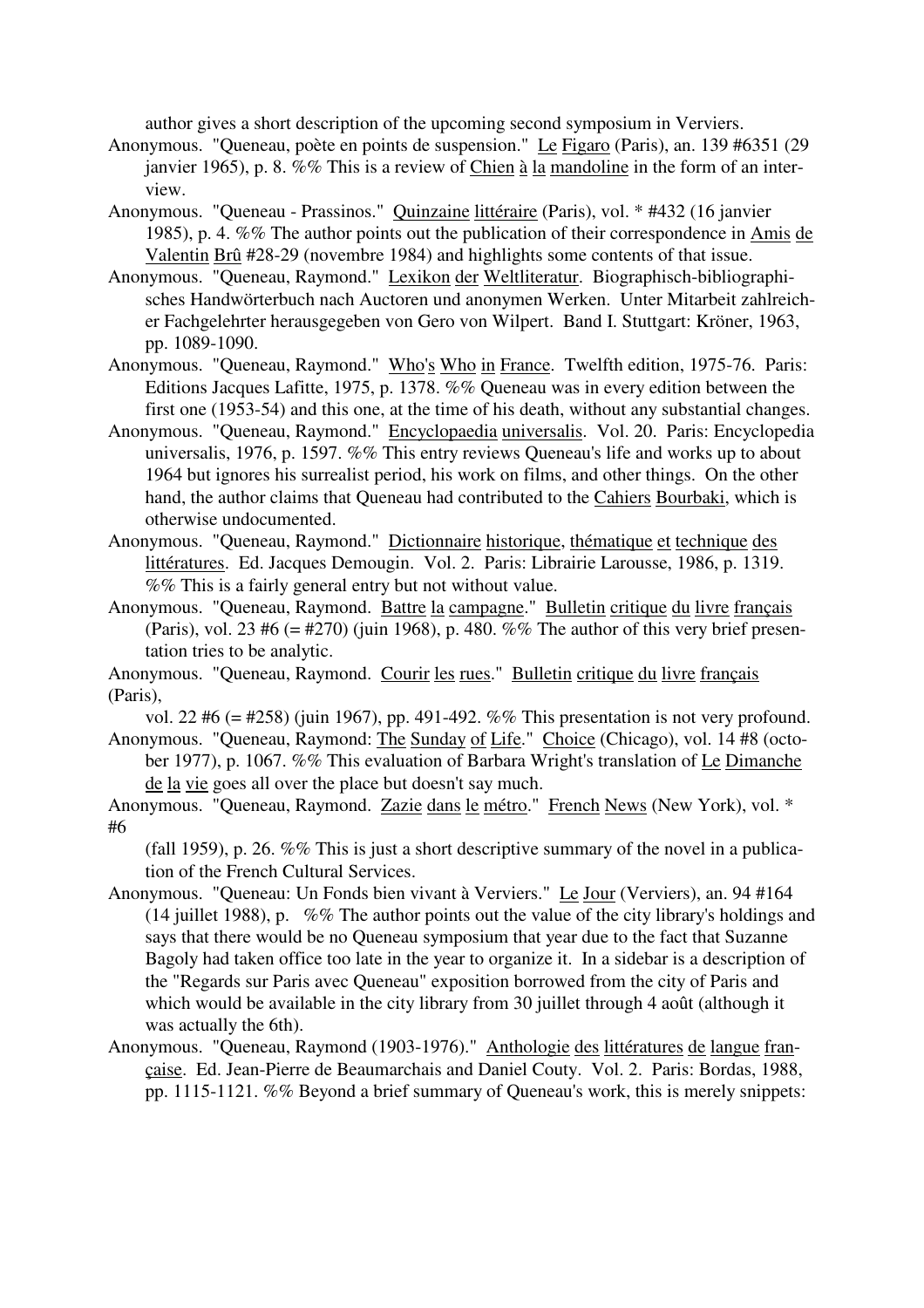author gives a short description of the upcoming second symposium in Verviers.

Anonymous. "Queneau, poète en points de suspension." Le Figaro (Paris), an. 139 #6351 (29 janvier 1965), p. 8. %% This is a review of Chien à la mandoline in the form of an interview.

Anonymous. "Queneau - Prassinos." Quinzaine littéraire (Paris), vol. * #432 (16 janvier 1985), p. 4. %% The author points out the publication of their correspondence in Amis de Valentin Brû #28-29 (novembre 1984) and highlights some contents of that issue.

Anonymous. "Queneau, Raymond." Lexikon der Weltliteratur. Biographisch-bibliographisches Handwörterbuch nach Auctoren und anonymen Werken. Unter Mitarbeit zahlreicher Fachgelehrter herausgegeben von Gero von Wilpert. Band I. Stuttgart: Kröner, 1963, pp. 1089-1090.

Anonymous. "Queneau, Raymond." Who's Who in France. Twelfth edition, 1975-76. Paris: Editions Jacques Lafitte, 1975, p. 1378. %% Queneau was in every edition between the first one (1953-54) and this one, at the time of his death, without any substantial changes.

Anonymous. "Queneau, Raymond." Encyclopaedia universalis. Vol. 20. Paris: Encyclopedia universalis, 1976, p. 1597. %% This entry reviews Queneau's life and works up to about 1964 but ignores his surrealist period, his work on films, and other things. On the other hand, the author claims that Queneau had contributed to the Cahiers Bourbaki, which is otherwise undocumented.

Anonymous. "Queneau, Raymond." Dictionnaire historique, thématique et technique des littératures. Ed. Jacques Demougin. Vol. 2. Paris: Librairie Larousse, 1986, p. 1319. %% This is a fairly general entry but not without value.

Anonymous. "Queneau, Raymond. Battre la campagne." Bulletin critique du livre français (Paris), vol. 23 #6 (= #270) (juin 1968), p. 480. %% The author of this very brief presentation tries to be analytic.

Anonymous. "Queneau, Raymond. Courir les rues." Bulletin critique du livre français (Paris), vol. 22 #6 (= #258) (juin 1967), pp. 491-492. %% This presentation is not very profound.

Anonymous. "Queneau, Raymond: The Sunday of Life." Choice (Chicago), vol. 14 #8 (october 1977), p. 1067. %% This evaluation of Barbara Wright's translation of Le Dimanche de la vie goes all over the place but doesn't say much.

Anonymous. "Queneau, Raymond. Zazie dans le métro." French News (New York), vol. * #6 (fall 1959), p. 26. %% This is just a short descriptive summary of the novel in a publication of the French Cultural Services.

Anonymous. "Queneau: Un Fonds bien vivant à Verviers." Le Jour (Verviers), an. 94 #164 (14 juillet 1988), p. %% The author points out the value of the city library's holdings and says that there would be no Queneau symposium that year due to the fact that Suzanne Bagoly had taken office too late in the year to organize it. In a sidebar is a description of the "Regards sur Paris avec Queneau" exposition borrowed from the city of Paris and which would be available in the city library from 30 juillet through 4 août (although it was actually the 6th).

Anonymous. "Queneau, Raymond (1903-1976)." Anthologie des littératures de langue française. Ed. Jean-Pierre de Beaumarchais and Daniel Couty. Vol. 2. Paris: Bordas, 1988, pp. 1115-1121. %% Beyond a brief summary of Queneau's work, this is merely snippets: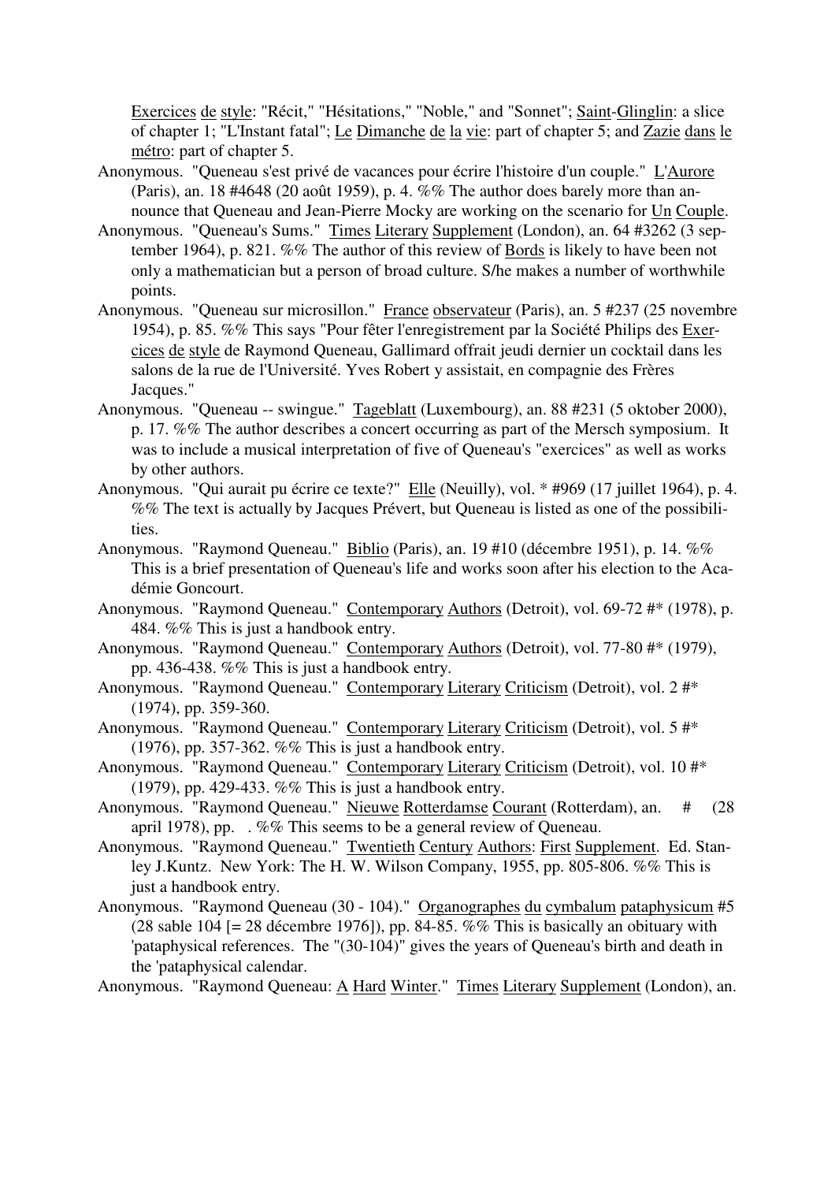Exercices de style: "Récit," "Hésitations," "Noble," and "Sonnet"; Saint-Glinglin: a slice of chapter 1; "L'Instant fatal"; Le Dimanche de la vie: part of chapter 5; and Zazie dans le métro: part of chapter 5.

Anonymous. "Queneau s'est privé de vacances pour écrire l'histoire d'un couple." L'Aurore (Paris), an. 18 #4648 (20 août 1959), p. 4. %% The author does barely more than announce that Queneau and Jean-Pierre Mocky are working on the scenario for Un Couple.

Anonymous. "Queneau's Sums." Times Literary Supplement (London), an. 64 #3262 (3 september 1964), p. 821. %% The author of this review of Bords is likely to have been not only a mathematician but a person of broad culture. S/he makes a number of worthwhile points.

Anonymous. "Queneau sur microsillon." France observateur (Paris), an. 5 #237 (25 novembre 1954), p. 85. %% This says "Pour fêter l'enregistrement par la Société Philips des Exercices de style de Raymond Queneau, Gallimard offrait jeudi dernier un cocktail dans les salons de la rue de l'Université. Yves Robert y assistait, en compagnie des Frères Jacques."

Anonymous. "Queneau -- swingue." Tageblatt (Luxembourg), an. 88 #231 (5 oktober 2000), p. 17. %% The author describes a concert occurring as part of the Mersch symposium. It was to include a musical interpretation of five of Queneau's "exercices" as well as works by other authors.

Anonymous. "Qui aurait pu écrire ce texte?" Elle (Neuilly), vol. * #969 (17 juillet 1964), p. 4. %% The text is actually by Jacques Prévert, but Queneau is listed as one of the possibilities.

Anonymous. "Raymond Queneau." Biblio (Paris), an. 19 #10 (décembre 1951), p. 14. %% This is a brief presentation of Queneau's life and works soon after his election to the Académie Goncourt.

Anonymous. "Raymond Queneau." Contemporary Authors (Detroit), vol. 69-72 #* (1978), p. 484. %% This is just a handbook entry.

Anonymous. "Raymond Queneau." Contemporary Authors (Detroit), vol. 77-80 #* (1979), pp. 436-438. %% This is just a handbook entry.

Anonymous. "Raymond Queneau." Contemporary Literary Criticism (Detroit), vol. 2 #* (1974), pp. 359-360.

Anonymous. "Raymond Queneau." Contemporary Literary Criticism (Detroit), vol. 5 #* (1976), pp. 357-362. %% This is just a handbook entry.

Anonymous. "Raymond Queneau." Contemporary Literary Criticism (Detroit), vol. 10 #* (1979), pp. 429-433. %% This is just a handbook entry.

Anonymous. "Raymond Queneau." Nieuwe Rotterdamse Courant (Rotterdam), an. # (28 april 1978), pp. . %% This seems to be a general review of Queneau.

Anonymous. "Raymond Queneau." Twentieth Century Authors: First Supplement. Ed. Stanley J.Kuntz. New York: The H. W. Wilson Company, 1955, pp. 805-806. %% This is just a handbook entry.

Anonymous. "Raymond Queneau (30 - 104)." Organographes du cymbalum pataphysicum #5 (28 sable 104 [= 28 décembre 1976]), pp. 84-85. %% This is basically an obituary with 'pataphysical references. The "(30-104)" gives the years of Queneau's birth and death in the 'pataphysical calendar.

Anonymous. "Raymond Queneau: A Hard Winter." Times Literary Supplement (London), an.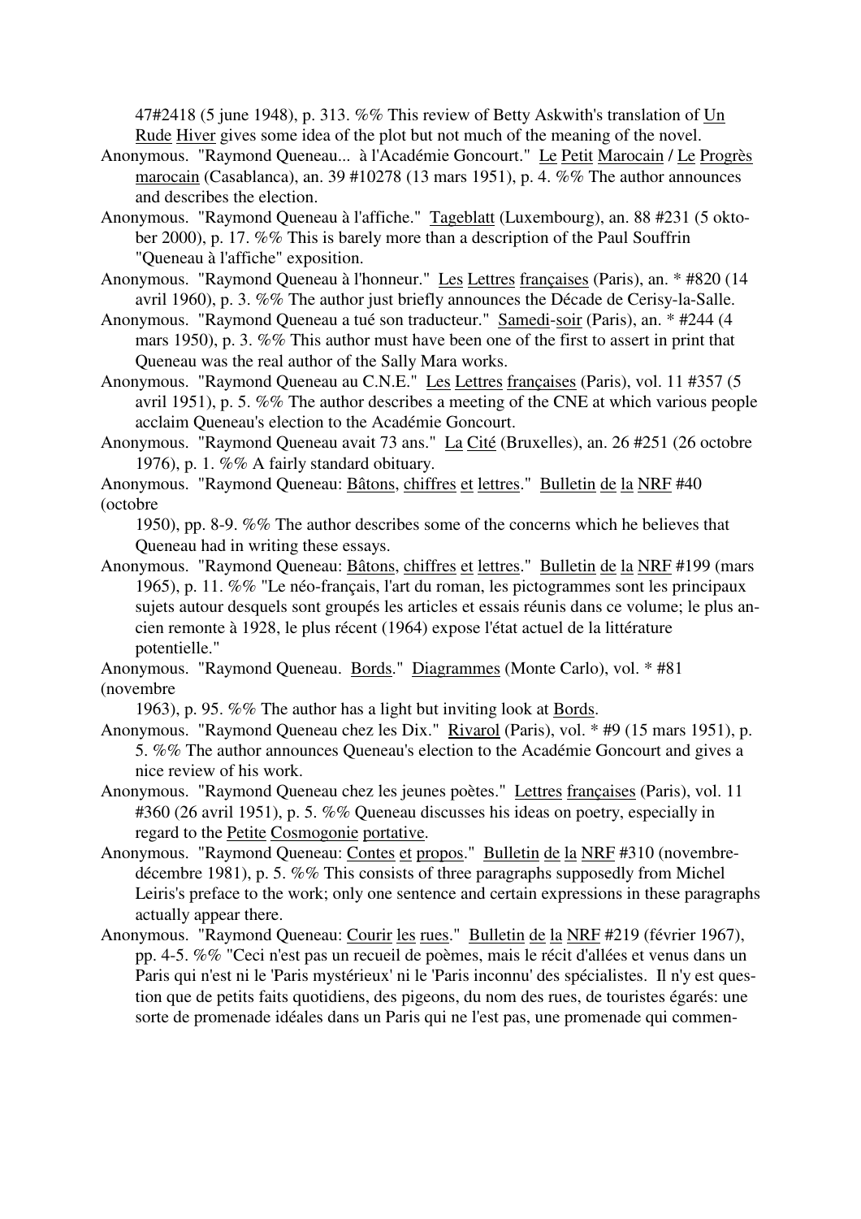47#2418 (5 june 1948), p. 313. %% This review of Betty Askwith's translation of Un Rude Hiver gives some idea of the plot but not much of the meaning of the novel.

Anonymous. "Raymond Queneau... à l'Académie Goncourt." Le Petit Marocain / Le Progrès marocain (Casablanca), an. 39 #10278 (13 mars 1951), p. 4. %% The author announces and describes the election.

Anonymous. "Raymond Queneau à l'affiche." Tageblatt (Luxembourg), an. 88 #231 (5 oktober 2000), p. 17. %% This is barely more than a description of the Paul Souffrin "Queneau à l'affiche" exposition.

Anonymous. "Raymond Queneau à l'honneur." Les Lettres françaises (Paris), an. * #820 (14 avril 1960), p. 3. %% The author just briefly announces the Décade de Cerisy-la-Salle.

Anonymous. "Raymond Queneau a tué son traducteur." Samedi-soir (Paris), an. * #244 (4 mars 1950), p. 3. %% This author must have been one of the first to assert in print that Queneau was the real author of the Sally Mara works.

Anonymous. "Raymond Queneau au C.N.E." Les Lettres françaises (Paris), vol. 11 #357 (5 avril 1951), p. 5. %% The author describes a meeting of the CNE at which various people acclaim Queneau's election to the Académie Goncourt.

Anonymous. "Raymond Queneau avait 73 ans." La Cité (Bruxelles), an. 26 #251 (26 octobre 1976), p. 1. %% A fairly standard obituary.

Anonymous. "Raymond Queneau: Bâtons, chiffres et lettres." Bulletin de la NRF #40 (octobre 1950), pp. 8-9. %% The author describes some of the concerns which he believes that Queneau had in writing these essays.

Anonymous. "Raymond Queneau: Bâtons, chiffres et lettres." Bulletin de la NRF #199 (mars 1965), p. 11. %% "Le néo-français, l'art du roman, les pictogrammes sont les principaux sujets autour desquels sont groupés les articles et essais réunis dans ce volume; le plus ancien remonte à 1928, le plus récent (1964) expose l'état actuel de la littérature potentielle."

Anonymous. "Raymond Queneau. Bords." Diagrammes (Monte Carlo), vol. * #81 (novembre 1963), p. 95. %% The author has a light but inviting look at Bords.

Anonymous. "Raymond Queneau chez les Dix." Rivarol (Paris), vol. * #9 (15 mars 1951), p. 5. %% The author announces Queneau's election to the Académie Goncourt and gives a nice review of his work.

Anonymous. "Raymond Queneau chez les jeunes poètes." Lettres françaises (Paris), vol. 11 #360 (26 avril 1951), p. 5. %% Queneau discusses his ideas on poetry, especially in regard to the Petite Cosmogonie portative.

Anonymous. "Raymond Queneau: Contes et propos." Bulletin de la NRF #310 (novembre-décembre 1981), p. 5. %% This consists of three paragraphs supposedly from Michel Leiris's preface to the work; only one sentence and certain expressions in these paragraphs actually appear there.

Anonymous. "Raymond Queneau: Courir les rues." Bulletin de la NRF #219 (février 1967), pp. 4-5. %% "Ceci n'est pas un recueil de poèmes, mais le récit d'allées et venus dans un Paris qui n'est ni le 'Paris mystérieux' ni le 'Paris inconnu' des spécialistes. Il n'y est question que de petits faits quotidiens, des pigeons, du nom des rues, de touristes égarés: une sorte de promenade idéales dans un Paris qui ne l'est pas, une promenade qui commen-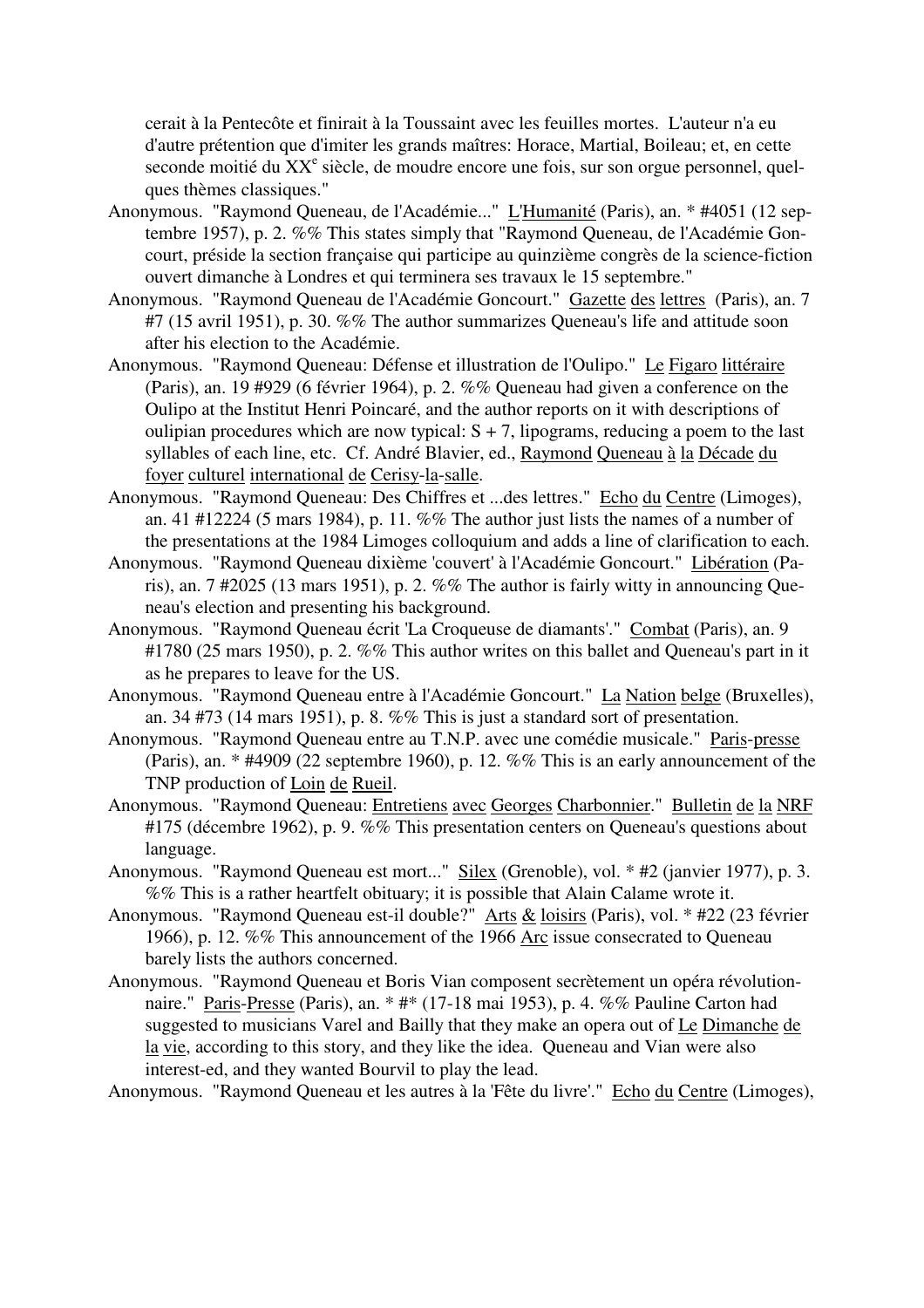cerait à la Pentecôte et finirait à la Toussaint avec les feuilles mortes. L'auteur n'a eu d'autre prétention que d'imiter les grands maîtres: Horace, Martial, Boileau; et, en cette seconde moitié du XXe siècle, de moudre encore une fois, sur son orgue personnel, quelques thèmes classiques."

Anonymous. "Raymond Queneau, de l'Académie..." L'Humanité (Paris), an. * #4051 (12 septembre 1957), p. 2. %% This states simply that "Raymond Queneau, de l'Académie Goncourt, préside la section française qui participe au quinzième congrès de la science-fiction ouvert dimanche à Londres et qui terminera ses travaux le 15 septembre."

Anonymous. "Raymond Queneau de l'Académie Goncourt." Gazette des lettres (Paris), an. 7 #7 (15 avril 1951), p. 30. %% The author summarizes Queneau's life and attitude soon after his election to the Académie.

Anonymous. "Raymond Queneau: Défense et illustration de l'Oulipo." Le Figaro littéraire (Paris), an. 19 #929 (6 février 1964), p. 2. %% Queneau had given a conference on the Oulipo at the Institut Henri Poincaré, and the author reports on it with descriptions of oulipian procedures which are now typical: S + 7, lipograms, reducing a poem to the last syllables of each line, etc. Cf. André Blavier, ed., Raymond Queneau à la Décade du foyer culturel international de Cerisy-la-salle.

Anonymous. "Raymond Queneau: Des Chiffres et ...des lettres." Echo du Centre (Limoges), an. 41 #12224 (5 mars 1984), p. 11. %% The author just lists the names of a number of the presentations at the 1984 Limoges colloquium and adds a line of clarification to each.

Anonymous. "Raymond Queneau dixième 'couvert' à l'Académie Goncourt." Libération (Paris), an. 7 #2025 (13 mars 1951), p. 2. %% The author is fairly witty in announcing Queneau's election and presenting his background.

Anonymous. "Raymond Queneau écrit 'La Croqueuse de diamants'." Combat (Paris), an. 9 #1780 (25 mars 1950), p. 2. %% This author writes on this ballet and Queneau's part in it as he prepares to leave for the US.

Anonymous. "Raymond Queneau entre à l'Académie Goncourt." La Nation belge (Bruxelles), an. 34 #73 (14 mars 1951), p. 8. %% This is just a standard sort of presentation.

Anonymous. "Raymond Queneau entre au T.N.P. avec une comédie musicale." Paris-presse (Paris), an. * #4909 (22 septembre 1960), p. 12. %% This is an early announcement of the TNP production of Loin de Rueil.

Anonymous. "Raymond Queneau: Entretiens avec Georges Charbonnier." Bulletin de la NRF #175 (décembre 1962), p. 9. %% This presentation centers on Queneau's questions about language.

Anonymous. "Raymond Queneau est mort..." Silex (Grenoble), vol. * #2 (janvier 1977), p. 3. %% This is a rather heartfelt obituary; it is possible that Alain Calame wrote it.

Anonymous. "Raymond Queneau est-il double?" Arts & loisirs (Paris), vol. * #22 (23 février 1966), p. 12. %% This announcement of the 1966 Arc issue consecrated to Queneau barely lists the authors concerned.

Anonymous. "Raymond Queneau et Boris Vian composent secrètement un opéra révolutionnaire." Paris-Presse (Paris), an. * #* (17-18 mai 1953), p. 4. %% Pauline Carton had suggested to musicians Varel and Bailly that they make an opera out of Le Dimanche de la vie, according to this story, and they like the idea. Queneau and Vian were also interest-ed, and they wanted Bourvil to play the lead.

Anonymous. "Raymond Queneau et les autres à la 'Fête du livre'." Echo du Centre (Limoges),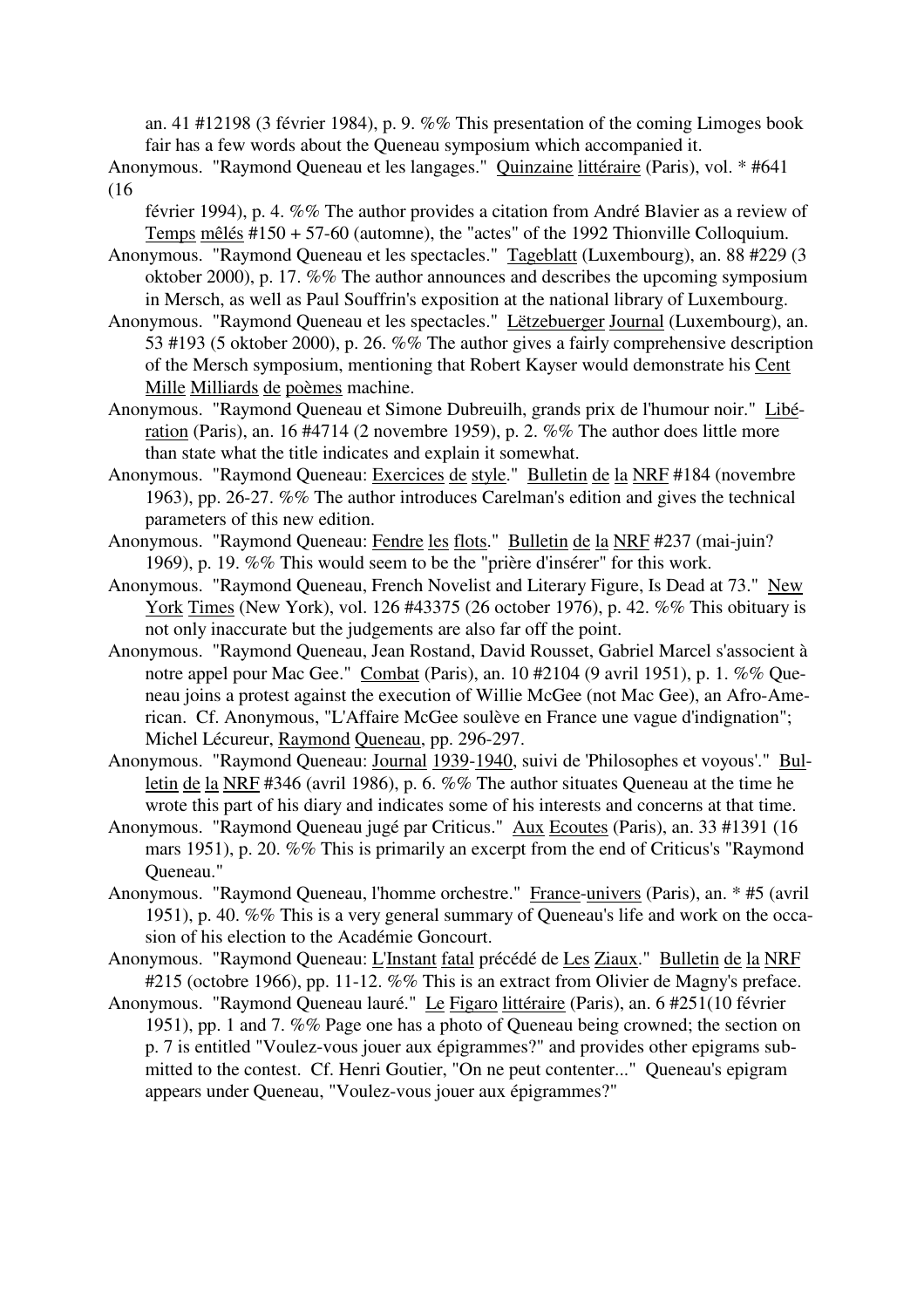an. 41 #12198 (3 février 1984), p. 9. %% This presentation of the coming Limoges book fair has a few words about the Queneau symposium which accompanied it.

Anonymous. "Raymond Queneau et les langages." Quinzaine littéraire (Paris), vol. * #641 (16 février 1994), p. 4. %% The author provides a citation from André Blavier as a review of Temps mêlés #150 + 57-60 (automne), the "actes" of the 1992 Thionville Colloquium.

Anonymous. "Raymond Queneau et les spectacles." Tageblatt (Luxembourg), an. 88 #229 (3 oktober 2000), p. 17. %% The author announces and describes the upcoming symposium in Mersch, as well as Paul Souffrin's exposition at the national library of Luxembourg.

Anonymous. "Raymond Queneau et les spectacles." Lëtzebuerger Journal (Luxembourg), an. 53 #193 (5 oktober 2000), p. 26. %% The author gives a fairly comprehensive description of the Mersch symposium, mentioning that Robert Kayser would demonstrate his Cent Mille Milliards de poèmes machine.

Anonymous. "Raymond Queneau et Simone Dubreuilh, grands prix de l'humour noir." Libération (Paris), an. 16 #4714 (2 novembre 1959), p. 2. %% The author does little more than state what the title indicates and explain it somewhat.

Anonymous. "Raymond Queneau: Exercices de style." Bulletin de la NRF #184 (novembre 1963), pp. 26-27. %% The author introduces Carelman's edition and gives the technical parameters of this new edition.

Anonymous. "Raymond Queneau: Fendre les flots." Bulletin de la NRF #237 (mai-juin? 1969), p. 19. %% This would seem to be the "prière d'insérer" for this work.

Anonymous. "Raymond Queneau, French Novelist and Literary Figure, Is Dead at 73." New York Times (New York), vol. 126 #43375 (26 october 1976), p. 42. %% This obituary is not only inaccurate but the judgements are also far off the point.

Anonymous. "Raymond Queneau, Jean Rostand, David Rousset, Gabriel Marcel s'associent à notre appel pour Mac Gee." Combat (Paris), an. 10 #2104 (9 avril 1951), p. 1. %% Queneau joins a protest against the execution of Willie McGee (not Mac Gee), an Afro-American. Cf. Anonymous, "L'Affaire McGee soulève en France une vague d'indignation"; Michel Lécureur, Raymond Queneau, pp. 296-297.

Anonymous. "Raymond Queneau: Journal 1939-1940, suivi de 'Philosophes et voyous'." Bulletin de la NRF #346 (avril 1986), p. 6. %% The author situates Queneau at the time he wrote this part of his diary and indicates some of his interests and concerns at that time.

Anonymous. "Raymond Queneau jugé par Criticus." Aux Ecoutes (Paris), an. 33 #1391 (16 mars 1951), p. 20. %% This is primarily an excerpt from the end of Criticus's "Raymond Queneau."

Anonymous. "Raymond Queneau, l'homme orchestre." France-univers (Paris), an. * #5 (avril 1951), p. 40. %% This is a very general summary of Queneau's life and work on the occasion of his election to the Académie Goncourt.

Anonymous. "Raymond Queneau: L'Instant fatal précédé de Les Ziaux." Bulletin de la NRF #215 (octobre 1966), pp. 11-12. %% This is an extract from Olivier de Magny's preface.

Anonymous. "Raymond Queneau lauré." Le Figaro littéraire (Paris), an. 6 #251(10 février 1951), pp. 1 and 7. %% Page one has a photo of Queneau being crowned; the section on p. 7 is entitled "Voulez-vous jouer aux épigrammes?" and provides other epigrams submitted to the contest. Cf. Henri Goutier, "On ne peut contenter..." Queneau's epigram appears under Queneau, "Voulez-vous jouer aux épigrammes?"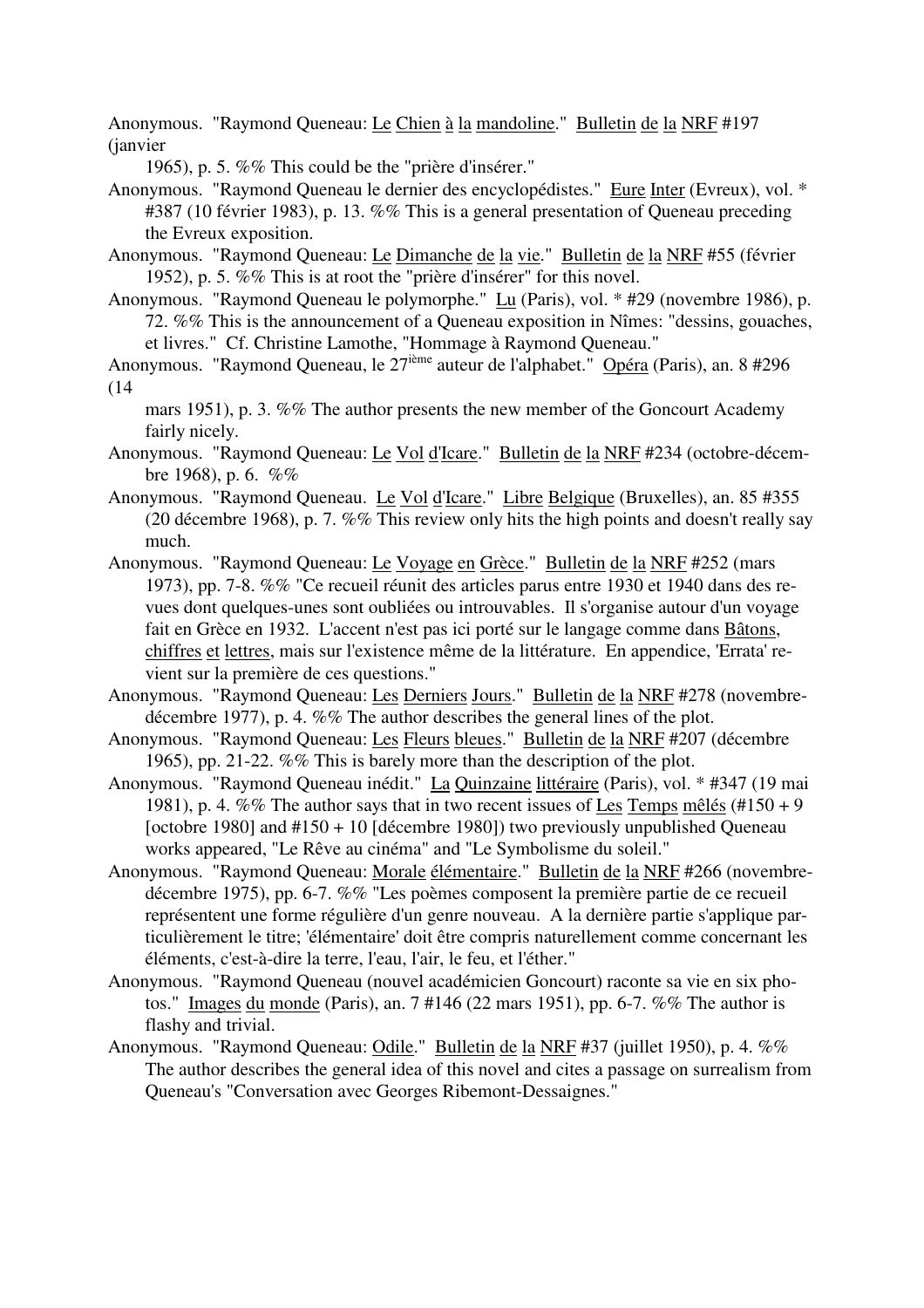Anonymous. "Raymond Queneau: Le Chien à la mandoline." Bulletin de la NRF #197 (janvier 1965), p. 5. %% This could be the "prière d'insérer."

Anonymous. "Raymond Queneau le dernier des encyclopédistes." Eure Inter (Evreux), vol. * #387 (10 février 1983), p. 13. %% This is a general presentation of Queneau preceding the Evreux exposition.

Anonymous. "Raymond Queneau: Le Dimanche de la vie." Bulletin de la NRF #55 (février 1952), p. 5. %% This is at root the "prière d'insérer" for this novel.

Anonymous. "Raymond Queneau le polymorphe." Lu (Paris), vol. * #29 (novembre 1986), p. 72. %% This is the announcement of a Queneau exposition in Nîmes: "dessins, gouaches, et livres." Cf. Christine Lamothe, "Hommage à Raymond Queneau."

Anonymous. "Raymond Queneau, le 27ième auteur de l'alphabet." Opéra (Paris), an. 8 #296 (14 mars 1951), p. 3. %% The author presents the new member of the Goncourt Academy fairly nicely.

Anonymous. "Raymond Queneau: Le Vol d'Icare." Bulletin de la NRF #234 (octobre-décembre 1968), p. 6. %%

Anonymous. "Raymond Queneau. Le Vol d'Icare." Libre Belgique (Bruxelles), an. 85 #355 (20 décembre 1968), p. 7. %% This review only hits the high points and doesn't really say much.

Anonymous. "Raymond Queneau: Le Voyage en Grèce." Bulletin de la NRF #252 (mars 1973), pp. 7-8. %% "Ce recueil réunit des articles parus entre 1930 et 1940 dans des revues dont quelques-unes sont oubliées ou introuvables. Il s'organise autour d'un voyage fait en Grèce en 1932. L'accent n'est pas ici porté sur le langage comme dans Bâtons, chiffres et lettres, mais sur l'existence même de la littérature. En appendice, 'Errata' revient sur la première de ces questions."

Anonymous. "Raymond Queneau: Les Derniers Jours." Bulletin de la NRF #278 (novembre-décembre 1977), p. 4. %% The author describes the general lines of the plot.

Anonymous. "Raymond Queneau: Les Fleurs bleues." Bulletin de la NRF #207 (décembre 1965), pp. 21-22. %% This is barely more than the description of the plot.

Anonymous. "Raymond Queneau inédit." La Quinzaine littéraire (Paris), vol. * #347 (19 mai 1981), p. 4. %% The author says that in two recent issues of Les Temps mêlés (#150 + 9 [octobre 1980] and #150 + 10 [décembre 1980]) two previously unpublished Queneau works appeared, "Le Rêve au cinéma" and "Le Symbolisme du soleil."

Anonymous. "Raymond Queneau: Morale élémentaire." Bulletin de la NRF #266 (novembre-décembre 1975), pp. 6-7. %% "Les poèmes composent la première partie de ce recueil représentent une forme régulière d'un genre nouveau. A la dernière partie s'applique particulièrement le titre; 'élémentaire' doit être compris naturellement comme concernant les éléments, c'est-à-dire la terre, l'eau, l'air, le feu, et l'éther."

Anonymous. "Raymond Queneau (nouvel académicien Goncourt) raconte sa vie en six photos." Images du monde (Paris), an. 7 #146 (22 mars 1951), pp. 6-7. %% The author is flashy and trivial.

Anonymous. "Raymond Queneau: Odile." Bulletin de la NRF #37 (juillet 1950), p. 4. %% The author describes the general idea of this novel and cites a passage on surrealism from Queneau's "Conversation avec Georges Ribemont-Dessaignes."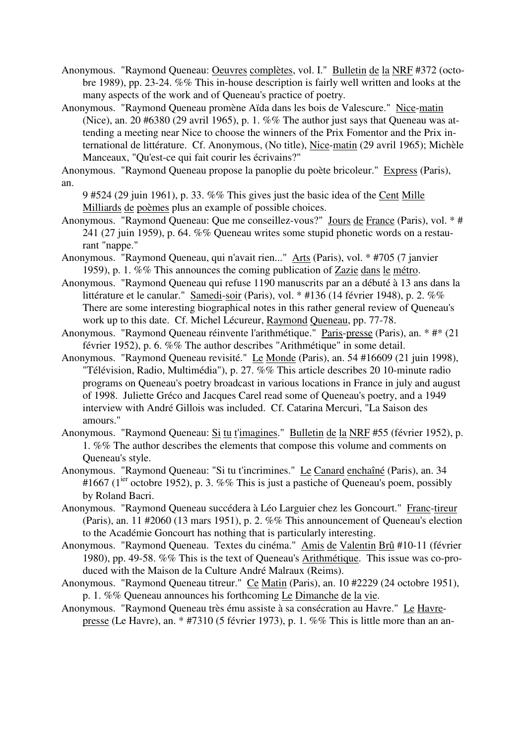Anonymous. "Raymond Queneau: Oeuvres complètes, vol. I." Bulletin de la NRF #372 (octobre 1989), pp. 23-24. %% This in-house description is fairly well written and looks at the many aspects of the work and of Queneau's practice of poetry.

Anonymous. "Raymond Queneau promène Aïda dans les bois de Valescure." Nice-matin (Nice), an. 20 #6380 (29 avril 1965), p. 1. %% The author just says that Queneau was attending a meeting near Nice to choose the winners of the Prix Fomentor and the Prix international de littérature. Cf. Anonymous, (No title), Nice-matin (29 avril 1965); Michèle Manceaux, "Qu'est-ce qui fait courir les écrivains?"

Anonymous. "Raymond Queneau propose la panoplie du poète bricoleur." Express (Paris), an. 9 #524 (29 juin 1961), p. 33. %% This gives just the basic idea of the Cent Mille Milliards de poèmes plus an example of possible choices.

Anonymous. "Raymond Queneau: Que me conseillez-vous?" Jours de France (Paris), vol. * # 241 (27 juin 1959), p. 64. %% Queneau writes some stupid phonetic words on a restaurant "nappe."

Anonymous. "Raymond Queneau, qui n'avait rien..." Arts (Paris), vol. * #705 (7 janvier 1959), p. 1. %% This announces the coming publication of Zazie dans le métro.

Anonymous. "Raymond Queneau qui refuse 1190 manuscrits par an a débuté à 13 ans dans la littérature et le canular." Samedi-soir (Paris), vol. * #136 (14 février 1948), p. 2. %% There are some interesting biographical notes in this rather general review of Queneau's work up to this date. Cf. Michel Lécureur, Raymond Queneau, pp. 77-78.

Anonymous. "Raymond Queneau réinvente l'arithmétique." Paris-presse (Paris), an. * #* (21 février 1952), p. 6. %% The author describes "Arithmétique" in some detail.

Anonymous. "Raymond Queneau revisité." Le Monde (Paris), an. 54 #16609 (21 juin 1998), "Télévision, Radio, Multimédia"), p. 27. %% This article describes 20 10-minute radio programs on Queneau's poetry broadcast in various locations in France in july and august of 1998. Juliette Gréco and Jacques Carel read some of Queneau's poetry, and a 1949 interview with André Gillois was included. Cf. Catarina Mercuri, "La Saison des amours."

Anonymous. "Raymond Queneau: Si tu t'imagines." Bulletin de la NRF #55 (février 1952), p. 1. %% The author describes the elements that compose this volume and comments on Queneau's style.

Anonymous. "Raymond Queneau: "Si tu t'incrimines." Le Canard enchaîné (Paris), an. 34 #1667 (1[ier] octobre 1952), p. 3. %% This is just a pastiche of Queneau's poem, possibly by Roland Bacri.

Anonymous. "Raymond Queneau succédera à Léo Larguier chez les Goncourt." Franc-tireur (Paris), an. 11 #2060 (13 mars 1951), p. 2. %% This announcement of Queneau's election to the Académie Goncourt has nothing that is particularly interesting.

Anonymous. "Raymond Queneau. Textes du cinéma." Amis de Valentin Brû #10-11 (février 1980), pp. 49-58. %% This is the text of Queneau's Arithmétique. This issue was co-produced with the Maison de la Culture André Malraux (Reims).

Anonymous. "Raymond Queneau titreur." Ce Matin (Paris), an. 10 #2229 (24 octobre 1951), p. 1. %% Queneau announces his forthcoming Le Dimanche de la vie.

Anonymous. "Raymond Queneau très ému assiste à sa consécration au Havre." Le Havre-presse (Le Havre), an. * #7310 (5 février 1973), p. 1. %% This is little more than an an-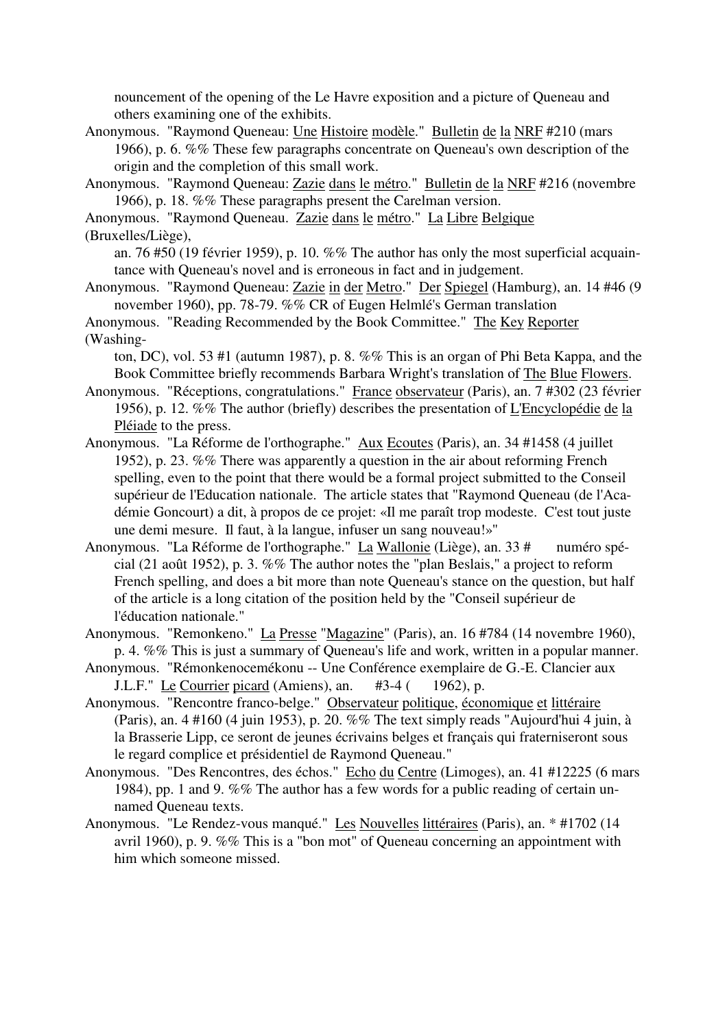nouncement of the opening of the Le Havre exposition and a picture of Queneau and others examining one of the exhibits.

Anonymous. "Raymond Queneau: Une Histoire modèle." Bulletin de la NRF #210 (mars 1966), p. 6. %% These few paragraphs concentrate on Queneau's own description of the origin and the completion of this small work.

Anonymous. "Raymond Queneau: Zazie dans le métro." Bulletin de la NRF #216 (novembre 1966), p. 18. %% These paragraphs present the Carelman version.

Anonymous. "Raymond Queneau. Zazie dans le métro." La Libre Belgique (Bruxelles/Liège), an. 76 #50 (19 février 1959), p. 10. %% The author has only the most superficial acquaintance with Queneau's novel and is erroneous in fact and in judgement.

Anonymous. "Raymond Queneau: Zazie in der Metro." Der Spiegel (Hamburg), an. 14 #46 (9 november 1960), pp. 78-79. %% CR of Eugen Helmlé's German translation

Anonymous. "Reading Recommended by the Book Committee." The Key Reporter (Washington, DC), vol. 53 #1 (autumn 1987), p. 8. %% This is an organ of Phi Beta Kappa, and the Book Committee briefly recommends Barbara Wright's translation of The Blue Flowers.

Anonymous. "Réceptions, congratulations." France observateur (Paris), an. 7 #302 (23 février 1956), p. 12. %% The author (briefly) describes the presentation of L'Encyclopédie de la Pléiade to the press.

Anonymous. "La Réforme de l'orthographe." Aux Ecoutes (Paris), an. 34 #1458 (4 juillet 1952), p. 23. %% There was apparently a question in the air about reforming French spelling, even to the point that there would be a formal project submitted to the Conseil supérieur de l'Education nationale. The article states that "Raymond Queneau (de l'Académie Goncourt) a dit, à propos de ce projet: «Il me paraît trop modeste. C'est tout juste une demi mesure. Il faut, à la langue, infuser un sang nouveau!»"

Anonymous. "La Réforme de l'orthographe." La Wallonie (Liège), an. 33 # numéro spécial (21 août 1952), p. 3. %% The author notes the "plan Beslais," a project to reform French spelling, and does a bit more than note Queneau's stance on the question, but half of the article is a long citation of the position held by the "Conseil supérieur de l'éducation nationale."

Anonymous. "Remonkeno." La Presse "Magazine" (Paris), an. 16 #784 (14 novembre 1960), p. 4. %% This is just a summary of Queneau's life and work, written in a popular manner.

Anonymous. "Rémonkenocemékonu -- Une Conférence exemplaire de G.-E. Clancier aux J.L.F." Le Courrier picard (Amiens), an. #3-4 ( 1962), p.

Anonymous. "Rencontre franco-belge." Observateur politique, économique et littéraire (Paris), an. 4 #160 (4 juin 1953), p. 20. %% The text simply reads "Aujourd'hui 4 juin, à la Brasserie Lipp, ce seront de jeunes écrivains belges et français qui fraterniseront sous le regard complice et présidentiel de Raymond Queneau."

Anonymous. "Des Rencontres, des échos." Echo du Centre (Limoges), an. 41 #12225 (6 mars 1984), pp. 1 and 9. %% The author has a few words for a public reading of certain unnamed Queneau texts.

Anonymous. "Le Rendez-vous manqué." Les Nouvelles littéraires (Paris), an. * #1702 (14 avril 1960), p. 9. %% This is a "bon mot" of Queneau concerning an appointment with him which someone missed.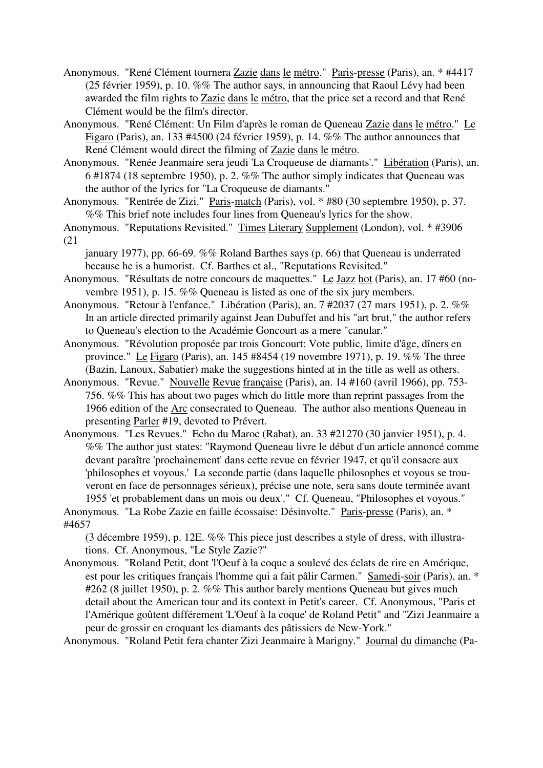Anonymous. "René Clément tournera Zazie dans le métro." Paris-presse (Paris), an. * #4417 (25 février 1959), p. 10. %% The author says, in announcing that Raoul Lévy had been awarded the film rights to Zazie dans le métro, that the price set a record and that René Clément would be the film's director.

Anonymous. "René Clément: Un Film d'après le roman de Queneau Zazie dans le métro." Le Figaro (Paris), an. 133 #4500 (24 février 1959), p. 14. %% The author announces that René Clément would direct the filming of Zazie dans le métro.

Anonymous. "Renée Jeanmaire sera jeudi 'La Croqueuse de diamants'." Libération (Paris), an. 6 #1874 (18 septembre 1950), p. 2. %% The author simply indicates that Queneau was the author of the lyrics for "La Croqueuse de diamants."

Anonymous. "Rentrée de Zizi." Paris-match (Paris), vol. * #80 (30 septembre 1950), p. 37. %% This brief note includes four lines from Queneau's lyrics for the show.

Anonymous. "Reputations Revisited." Times Literary Supplement (London), vol. * #3906 (21 january 1977), pp. 66-69. %% Roland Barthes says (p. 66) that Queneau is underrated because he is a humorist. Cf. Barthes et al., "Reputations Revisited."

Anonymous. "Résultats de notre concours de maquettes." Le Jazz hot (Paris), an. 17 #60 (novembre 1951), p. 15. %% Queneau is listed as one of the six jury members.

Anonymous. "Retour à l'enfance." Libération (Paris), an. 7 #2037 (27 mars 1951), p. 2. %% In an article directed primarily against Jean Dubuffet and his "art brut," the author refers to Queneau's election to the Académie Goncourt as a mere "canular."

Anonymous. "Révolution proposée par trois Goncourt: Vote public, limite d'âge, dîners en province." Le Figaro (Paris), an. 145 #8454 (19 novembre 1971), p. 19. %% The three (Bazin, Lanoux, Sabatier) make the suggestions hinted at in the title as well as others.

Anonymous. "Revue." Nouvelle Revue française (Paris), an. 14 #160 (avril 1966), pp. 753-756. %% This has about two pages which do little more than reprint passages from the 1966 edition of the Arc consecrated to Queneau. The author also mentions Queneau in presenting Parler #19, devoted to Prévert.

Anonymous. "Les Revues." Echo du Maroc (Rabat), an. 33 #21270 (30 janvier 1951), p. 4. %% The author just states: "Raymond Queneau livre le début d'un article annoncé comme devant paraître 'prochainement' dans cette revue en février 1947, et qu'il consacre aux 'philosophes et voyous.' La seconde partie (dans laquelle philosophes et voyous se trouveront en face de personnages sérieux), précise une note, sera sans doute terminée avant 1955 'et probablement dans un mois ou deux'." Cf. Queneau, "Philosophes et voyous."

Anonymous. "La Robe Zazie en faille écossaise: Désinvolte." Paris-presse (Paris), an. * #4657 (3 décembre 1959), p. 12E. %% This piece just describes a style of dress, with illustrations. Cf. Anonymous, "Le Style Zazie?"

Anonymous. "Roland Petit, dont 'l'Oeuf à la coque a soulevé des éclats de rire en Amérique, est pour les critiques français l'homme qui a fait pâlir Carmen." Samedi-soir (Paris), an. * #262 (8 juillet 1950), p. 2. %% This author barely mentions Queneau but gives much detail about the American tour and its context in Petit's career. Cf. Anonymous, "Paris et l'Amérique goûtent différement 'L'Oeuf à la coque' de Roland Petit" and "Zizi Jeanmaire a peur de grossir en croquant les diamants des pâtissiers de New-York."

Anonymous. "Roland Petit fera chanter Zizi Jeanmaire à Marigny." Journal du dimanche (Pa-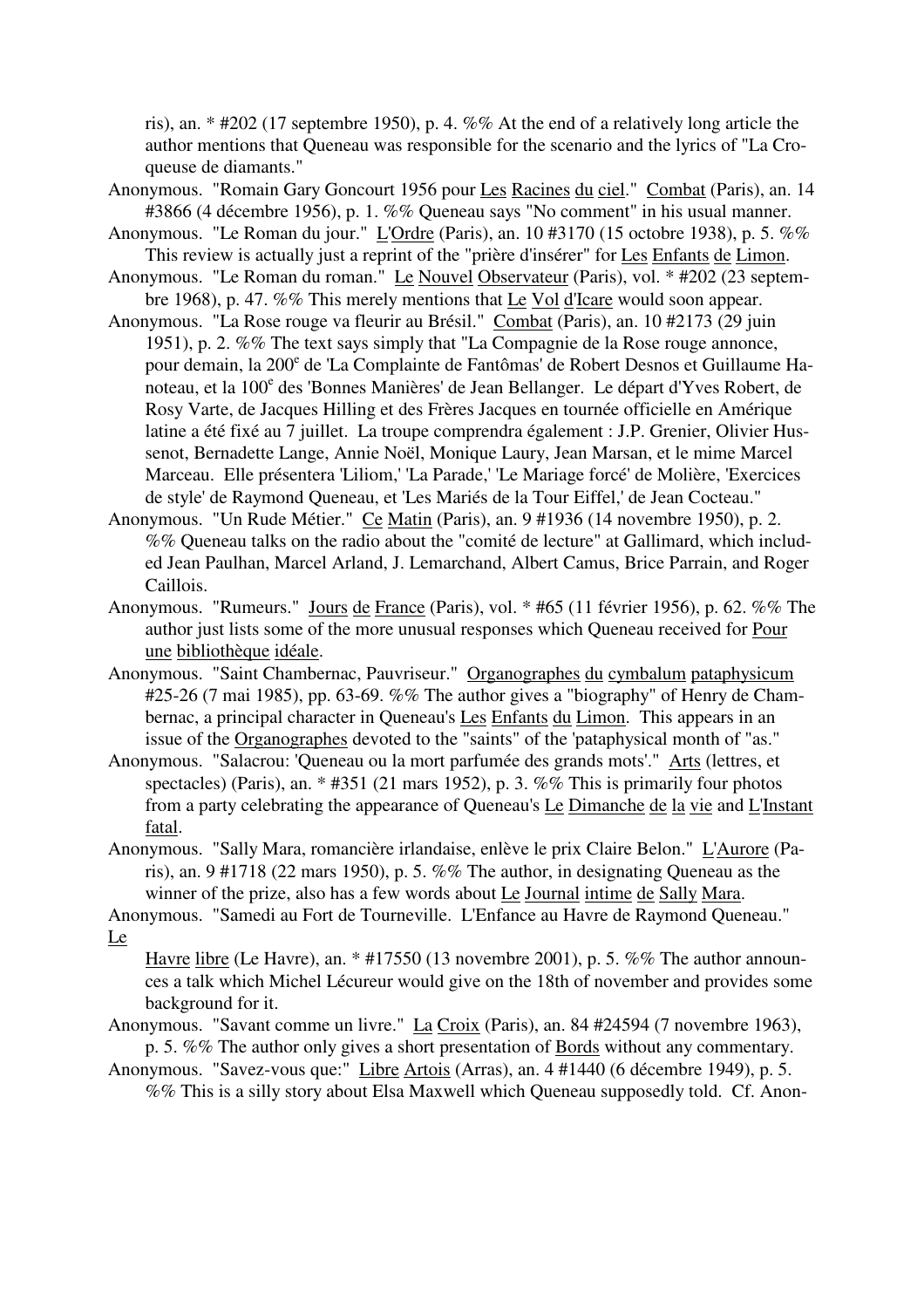ris), an. * #202 (17 septembre 1950), p. 4. %% At the end of a relatively long article the author mentions that Queneau was responsible for the scenario and the lyrics of "La Croqueuse de diamants."

Anonymous. "Romain Gary Goncourt 1956 pour Les Racines du ciel." Combat (Paris), an. 14 #3866 (4 décembre 1956), p. 1. %% Queneau says "No comment" in his usual manner.

Anonymous. "Le Roman du jour." L'Ordre (Paris), an. 10 #3170 (15 octobre 1938), p. 5. %% This review is actually just a reprint of the "prière d'insérer" for Les Enfants de Limon.

Anonymous. "Le Roman du roman." Le Nouvel Observateur (Paris), vol. * #202 (23 septembre 1968), p. 47. %% This merely mentions that Le Vol d'Icare would soon appear.

Anonymous. "La Rose rouge va fleurir au Brésil." Combat (Paris), an. 10 #2173 (29 juin 1951), p. 2. %% The text says simply that "La Compagnie de la Rose rouge annonce, pour demain, la 200e de 'La Complainte de Fantômas' de Robert Desnos et Guillaume Hanoteau, et la 100e des 'Bonnes Manières' de Jean Bellanger. Le départ d'Yves Robert, de Rosy Varte, de Jacques Hilling et des Frères Jacques en tournée officielle en Amérique latine a été fixé au 7 juillet. La troupe comprendra également : J.P. Grenier, Olivier Hussenot, Bernadette Lange, Annie Noël, Monique Laury, Jean Marsan, et le mime Marcel Marceau. Elle présentera 'Liliom,' 'La Parade,' 'Le Mariage forcé' de Molière, 'Exercices de style' de Raymond Queneau, et 'Les Mariés de la Tour Eiffel,' de Jean Cocteau."

Anonymous. "Un Rude Métier." Ce Matin (Paris), an. 9 #1936 (14 novembre 1950), p. 2. %% Queneau talks on the radio about the "comité de lecture" at Gallimard, which included Jean Paulhan, Marcel Arland, J. Lemarchand, Albert Camus, Brice Parrain, and Roger Caillois.

Anonymous. "Rumeurs." Jours de France (Paris), vol. * #65 (11 février 1956), p. 62. %% The author just lists some of the more unusual responses which Queneau received for Pour une bibliothèque idéale.

Anonymous. "Saint Chambernac, Pauvriseur." Organographes du cymbalum pataphysicum #25-26 (7 mai 1985), pp. 63-69. %% The author gives a "biography" of Henry de Chambernac, a principal character in Queneau's Les Enfants du Limon. This appears in an issue of the Organographes devoted to the "saints" of the 'pataphysical month of "as."

Anonymous. "Salacrou: 'Queneau ou la mort parfumée des grands mots'." Arts (lettres, et spectacles) (Paris), an. * #351 (21 mars 1952), p. 3. %% This is primarily four photos from a party celebrating the appearance of Queneau's Le Dimanche de la vie and L'Instant fatal.

Anonymous. "Sally Mara, romancière irlandaise, enlève le prix Claire Belon." L'Aurore (Paris), an. 9 #1718 (22 mars 1950), p. 5. %% The author, in designating Queneau as the winner of the prize, also has a few words about Le Journal intime de Sally Mara.

Anonymous. "Samedi au Fort de Tourneville. L'Enfance au Havre de Raymond Queneau." Le Havre libre (Le Havre), an. * #17550 (13 novembre 2001), p. 5. %% The author announces a talk which Michel Lécureur would give on the 18th of november and provides some background for it.

Anonymous. "Savant comme un livre." La Croix (Paris), an. 84 #24594 (7 novembre 1963), p. 5. %% The author only gives a short presentation of Bords without any commentary.

Anonymous. "Savez-vous que:" Libre Artois (Arras), an. 4 #1440 (6 décembre 1949), p. 5. %% This is a silly story about Elsa Maxwell which Queneau supposedly told. Cf. Anon-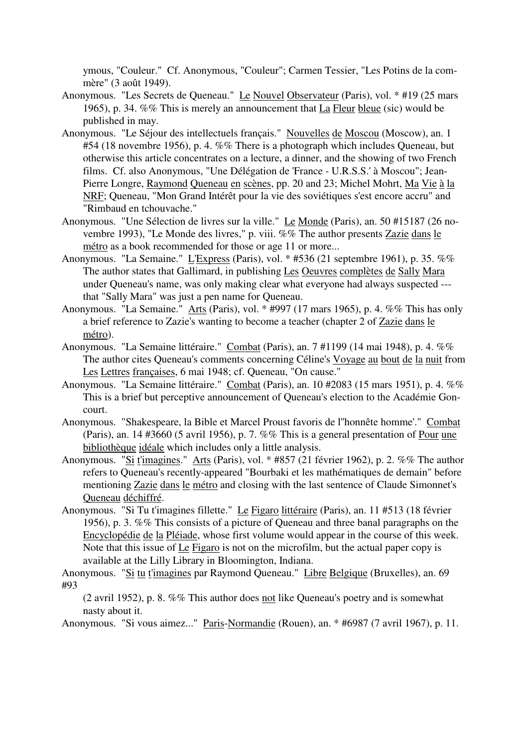ymous, "Couleur." Cf. Anonymous, "Couleur"; Carmen Tessier, "Les Potins de la commère" (3 août 1949).

Anonymous. "Les Secrets de Queneau." Le Nouvel Observateur (Paris), vol. * #19 (25 mars 1965), p. 34. %% This is merely an announcement that La Fleur bleue (sic) would be published in may.

Anonymous. "Le Séjour des intellectuels français." Nouvelles de Moscou (Moscow), an. 1 #54 (18 novembre 1956), p. 4. %% There is a photograph which includes Queneau, but otherwise this article concentrates on a lecture, a dinner, and the showing of two French films. Cf. also Anonymous, "Une Délégation de 'France - U.R.S.S.' à Moscou"; Jean-Pierre Longre, Raymond Queneau en scènes, pp. 20 and 23; Michel Mohrt, Ma Vie à la NRF; Queneau, "Mon Grand Intérêt pour la vie des soviétiques s'est encore accru" and "Rimbaud en tchouvache."

Anonymous. "Une Sélection de livres sur la ville." Le Monde (Paris), an. 50 #15187 (26 novembre 1993), "Le Monde des livres," p. viii. %% The author presents Zazie dans le métro as a book recommended for those or age 11 or more...

Anonymous. "La Semaine." L'Express (Paris), vol. * #536 (21 septembre 1961), p. 35. %% The author states that Gallimard, in publishing Les Oeuvres complètes de Sally Mara under Queneau's name, was only making clear what everyone had always suspected --- that "Sally Mara" was just a pen name for Queneau.

Anonymous. "La Semaine." Arts (Paris), vol. * #997 (17 mars 1965), p. 4. %% This has only a brief reference to Zazie's wanting to become a teacher (chapter 2 of Zazie dans le métro).

Anonymous. "La Semaine littéraire." Combat (Paris), an. 7 #1199 (14 mai 1948), p. 4. %% The author cites Queneau's comments concerning Céline's Voyage au bout de la nuit from Les Lettres françaises, 6 mai 1948; cf. Queneau, "On cause."

Anonymous. "La Semaine littéraire." Combat (Paris), an. 10 #2083 (15 mars 1951), p. 4. %% This is a brief but perceptive announcement of Queneau's election to the Académie Goncourt.

Anonymous. "Shakespeare, la Bible et Marcel Proust favoris de l''honnête homme'." Combat (Paris), an. 14 #3660 (5 avril 1956), p. 7. %% This is a general presentation of Pour une bibliothèque idéale which includes only a little analysis.

Anonymous. "Si t'imagines." Arts (Paris), vol. * #857 (21 février 1962), p. 2. %% The author refers to Queneau's recently-appeared "Bourbaki et les mathématiques de demain" before mentioning Zazie dans le métro and closing with the last sentence of Claude Simonnet's Queneau déchiffré.

Anonymous. "Si Tu t'imagines fillette." Le Figaro littéraire (Paris), an. 11 #513 (18 février 1956), p. 3. %% This consists of a picture of Queneau and three banal paragraphs on the Encyclopédie de la Pléiade, whose first volume would appear in the course of this week. Note that this issue of Le Figaro is not on the microfilm, but the actual paper copy is available at the Lilly Library in Bloomington, Indiana.

Anonymous. "Si tu t'imagines par Raymond Queneau." Libre Belgique (Bruxelles), an. 69 #93 (2 avril 1952), p. 8. %% This author does not like Queneau's poetry and is somewhat nasty about it.

Anonymous. "Si vous aimez..." Paris-Normandie (Rouen), an. * #6987 (7 avril 1967), p. 11.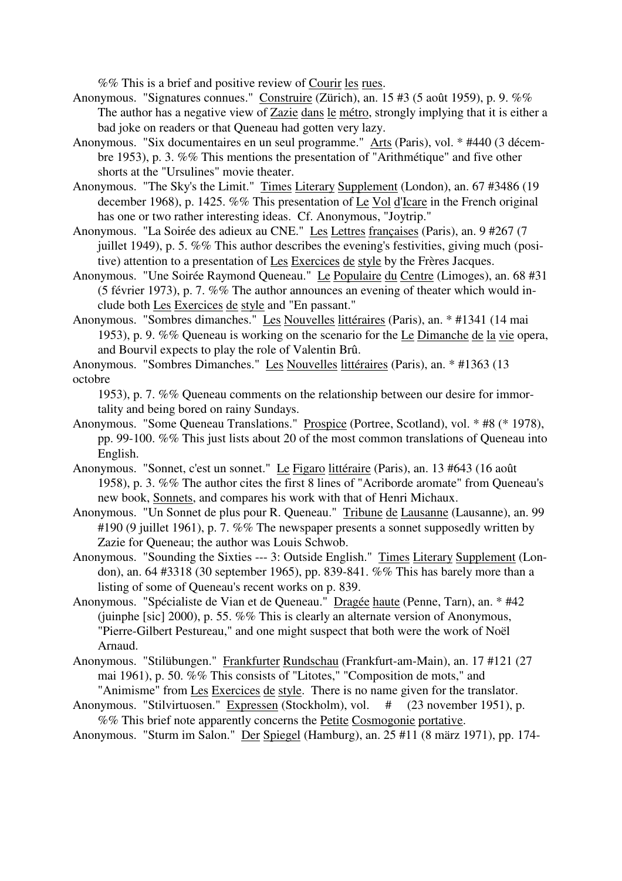%% This is a brief and positive review of Courir les rues.

Anonymous. "Signatures connues." Construire (Zürich), an. 15 #3 (5 août 1959), p. 9. %% The author has a negative view of Zazie dans le métro, strongly implying that it is either a bad joke on readers or that Queneau had gotten very lazy.

Anonymous. "Six documentaires en un seul programme." Arts (Paris), vol. * #440 (3 décembre 1953), p. 3. %% This mentions the presentation of "Arithmétique" and five other shorts at the "Ursulines" movie theater.

Anonymous. "The Sky's the Limit." Times Literary Supplement (London), an. 67 #3486 (19 december 1968), p. 1425. %% This presentation of Le Vol d'Icare in the French original has one or two rather interesting ideas. Cf. Anonymous, "Joytrip."

Anonymous. "La Soirée des adieux au CNE." Les Lettres françaises (Paris), an. 9 #267 (7 juillet 1949), p. 5. %% This author describes the evening's festivities, giving much (positive) attention to a presentation of Les Exercices de style by the Frères Jacques.

Anonymous. "Une Soirée Raymond Queneau." Le Populaire du Centre (Limoges), an. 68 #31 (5 février 1973), p. 7. %% The author announces an evening of theater which would include both Les Exercices de style and "En passant."

Anonymous. "Sombres dimanches." Les Nouvelles littéraires (Paris), an. * #1341 (14 mai 1953), p. 9. %% Queneau is working on the scenario for the Le Dimanche de la vie opera, and Bourvil expects to play the role of Valentin Brû.

Anonymous. "Sombres Dimanches." Les Nouvelles littéraires (Paris), an. * #1363 (13 octobre 1953), p. 7. %% Queneau comments on the relationship between our desire for immortality and being bored on rainy Sundays.

Anonymous. "Some Queneau Translations." Prospice (Portree, Scotland), vol. * #8 (* 1978), pp. 99-100. %% This just lists about 20 of the most common translations of Queneau into English.

Anonymous. "Sonnet, c'est un sonnet." Le Figaro littéraire (Paris), an. 13 #643 (16 août 1958), p. 3. %% The author cites the first 8 lines of "Acriborde aromate" from Queneau's new book, Sonnets, and compares his work with that of Henri Michaux.

Anonymous. "Un Sonnet de plus pour R. Queneau." Tribune de Lausanne (Lausanne), an. 99 #190 (9 juillet 1961), p. 7. %% The newspaper presents a sonnet supposedly written by Zazie for Queneau; the author was Louis Schwob.

Anonymous. "Sounding the Sixties --- 3: Outside English." Times Literary Supplement (London), an. 64 #3318 (30 september 1965), pp. 839-841. %% This has barely more than a listing of some of Queneau's recent works on p. 839.

Anonymous. "Spécialiste de Vian et de Queneau." Dragée haute (Penne, Tarn), an. * #42 (juinphe [sic] 2000), p. 55. %% This is clearly an alternate version of Anonymous, "Pierre-Gilbert Pestureau," and one might suspect that both were the work of Noël Arnaud.

Anonymous. "Stilübungen." Frankfurter Rundschau (Frankfurt-am-Main), an. 17 #121 (27 mai 1961), p. 50. %% This consists of "Litotes," "Composition de mots," and "Animisme" from Les Exercices de style. There is no name given for the translator.

Anonymous. "Stilvirtuosen." Expressen (Stockholm), vol. # (23 november 1951), p. %% This brief note apparently concerns the Petite Cosmogonie portative.

Anonymous. "Sturm im Salon." Der Spiegel (Hamburg), an. 25 #11 (8 märz 1971), pp. 174-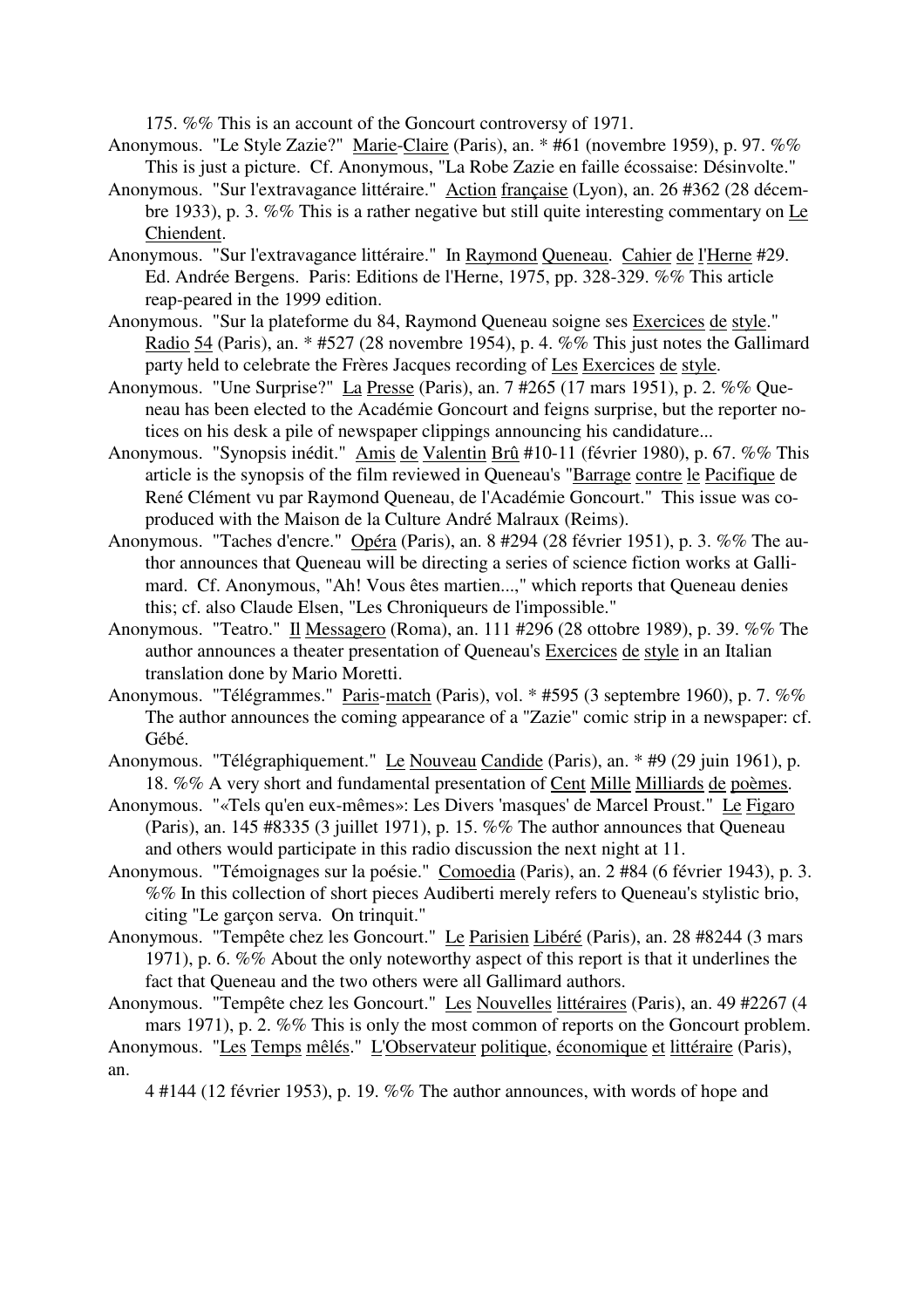175. %% This is an account of the Goncourt controversy of 1971.

Anonymous. "Le Style Zazie?" Marie-Claire (Paris), an. * #61 (novembre 1959), p. 97. %% This is just a picture. Cf. Anonymous, "La Robe Zazie en faille écossaise: Désinvolte."

Anonymous. "Sur l'extravagance littéraire." Action française (Lyon), an. 26 #362 (28 décembre 1933), p. 3. %% This is a rather negative but still quite interesting commentary on Le Chiendent.

Anonymous. "Sur l'extravagance littéraire." In Raymond Queneau. Cahier de l'Herne #29. Ed. Andrée Bergens. Paris: Editions de l'Herne, 1975, pp. 328-329. %% This article reap-peared in the 1999 edition.

Anonymous. "Sur la plateforme du 84, Raymond Queneau soigne ses Exercices de style." Radio 54 (Paris), an. * #527 (28 novembre 1954), p. 4. %% This just notes the Gallimard party held to celebrate the Frères Jacques recording of Les Exercices de style.

Anonymous. "Une Surprise?" La Presse (Paris), an. 7 #265 (17 mars 1951), p. 2. %% Queneau has been elected to the Académie Goncourt and feigns surprise, but the reporter notices on his desk a pile of newspaper clippings announcing his candidature...

Anonymous. "Synopsis inédit." Amis de Valentin Brû #10-11 (février 1980), p. 67. %% This article is the synopsis of the film reviewed in Queneau's "Barrage contre le Pacifique de René Clément vu par Raymond Queneau, de l'Académie Goncourt." This issue was co-produced with the Maison de la Culture André Malraux (Reims).

Anonymous. "Taches d'encre." Opéra (Paris), an. 8 #294 (28 février 1951), p. 3. %% The author announces that Queneau will be directing a series of science fiction works at Gallimard. Cf. Anonymous, "Ah! Vous êtes martien...," which reports that Queneau denies this; cf. also Claude Elsen, "Les Chroniqueurs de l'impossible."

Anonymous. "Teatro." Il Messagero (Roma), an. 111 #296 (28 ottobre 1989), p. 39. %% The author announces a theater presentation of Queneau's Exercices de style in an Italian translation done by Mario Moretti.

Anonymous. "Télégrammes." Paris-match (Paris), vol. * #595 (3 septembre 1960), p. 7. %% The author announces the coming appearance of a "Zazie" comic strip in a newspaper: cf. Gébé.

Anonymous. "Télégraphiquement." Le Nouveau Candide (Paris), an. * #9 (29 juin 1961), p. 18. %% A very short and fundamental presentation of Cent Mille Milliards de poèmes.

Anonymous. "«Tels qu'en eux-mêmes»: Les Divers 'masques' de Marcel Proust." Le Figaro (Paris), an. 145 #8335 (3 juillet 1971), p. 15. %% The author announces that Queneau and others would participate in this radio discussion the next night at 11.

Anonymous. "Témoignages sur la poésie." Comoedia (Paris), an. 2 #84 (6 février 1943), p. 3. %% In this collection of short pieces Audiberti merely refers to Queneau's stylistic brio, citing "Le garçon serva. On trinquit."

Anonymous. "Tempête chez les Goncourt." Le Parisien Libéré (Paris), an. 28 #8244 (3 mars 1971), p. 6. %% About the only noteworthy aspect of this report is that it underlines the fact that Queneau and the two others were all Gallimard authors.

Anonymous. "Tempête chez les Goncourt." Les Nouvelles littéraires (Paris), an. 49 #2267 (4 mars 1971), p. 2. %% This is only the most common of reports on the Goncourt problem.

Anonymous. "Les Temps mêlés." L'Observateur politique, économique et littéraire (Paris), an. 4 #144 (12 février 1953), p. 19. %% The author announces, with words of hope and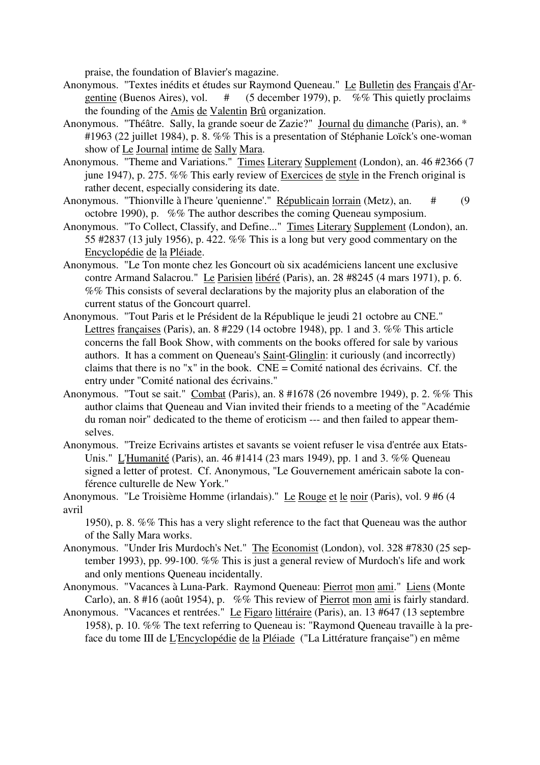praise, the foundation of Blavier's magazine.

Anonymous. "Textes inédits et études sur Raymond Queneau." Le Bulletin des Français d'Argentine (Buenos Aires), vol. # (5 december 1979), p. %% This quietly proclaims the founding of the Amis de Valentin Brû organization.

Anonymous. "Théâtre. Sally, la grande soeur de Zazie?" Journal du dimanche (Paris), an. * #1963 (22 juillet 1984), p. 8. %% This is a presentation of Stéphanie Loïck's one-woman show of Le Journal intime de Sally Mara.

Anonymous. "Theme and Variations." Times Literary Supplement (London), an. 46 #2366 (7 june 1947), p. 275. %% This early review of Exercices de style in the French original is rather decent, especially considering its date.

Anonymous. "Thionville à l'heure 'quenienne'." Républicain lorrain (Metz), an. # (9 octobre 1990), p. %% The author describes the coming Queneau symposium.

Anonymous. "To Collect, Classify, and Define..." Times Literary Supplement (London), an. 55 #2837 (13 july 1956), p. 422. %% This is a long but very good commentary on the Encyclopédie de la Pléiade.

Anonymous. "Le Ton monte chez les Goncourt où six académiciens lancent une exclusive contre Armand Salacrou." Le Parisien libéré (Paris), an. 28 #8245 (4 mars 1971), p. 6. %% This consists of several declarations by the majority plus an elaboration of the current status of the Goncourt quarrel.

Anonymous. "Tout Paris et le Président de la République le jeudi 21 octobre au CNE." Lettres françaises (Paris), an. 8 #229 (14 octobre 1948), pp. 1 and 3. %% This article concerns the fall Book Show, with comments on the books offered for sale by various authors. It has a comment on Queneau's Saint-Glinglin: it curiously (and incorrectly) claims that there is no "x" in the book. CNE = Comité national des écrivains. Cf. the entry under "Comité national des écrivains."

Anonymous. "Tout se sait." Combat (Paris), an. 8 #1678 (26 novembre 1949), p. 2. %% This author claims that Queneau and Vian invited their friends to a meeting of the "Académie du roman noir" dedicated to the theme of eroticism --- and then failed to appear themselves.

Anonymous. "Treize Ecrivains artistes et savants se voient refuser le visa d'entrée aux Etats-Unis." L'Humanité (Paris), an. 46 #1414 (23 mars 1949), pp. 1 and 3. %% Queneau signed a letter of protest. Cf. Anonymous, "Le Gouvernement américain sabote la conférence culturelle de New York."

Anonymous. "Le Troisième Homme (irlandais)." Le Rouge et le noir (Paris), vol. 9 #6 (4 avril 1950), p. 8. %% This has a very slight reference to the fact that Queneau was the author of the Sally Mara works.

Anonymous. "Under Iris Murdoch's Net." The Economist (London), vol. 328 #7830 (25 september 1993), pp. 99-100. %% This is just a general review of Murdoch's life and work and only mentions Queneau incidentally.

Anonymous. "Vacances à Luna-Park. Raymond Queneau: Pierrot mon ami." Liens (Monte Carlo), an. 8 #16 (août 1954), p. %% This review of Pierrot mon ami is fairly standard.

Anonymous. "Vacances et rentrées." Le Figaro littéraire (Paris), an. 13 #647 (13 septembre 1958), p. 10. %% The text referring to Queneau is: "Raymond Queneau travaille à la preface du tome III de L'Encyclopédie de la Pléiade ("La Littérature française") en même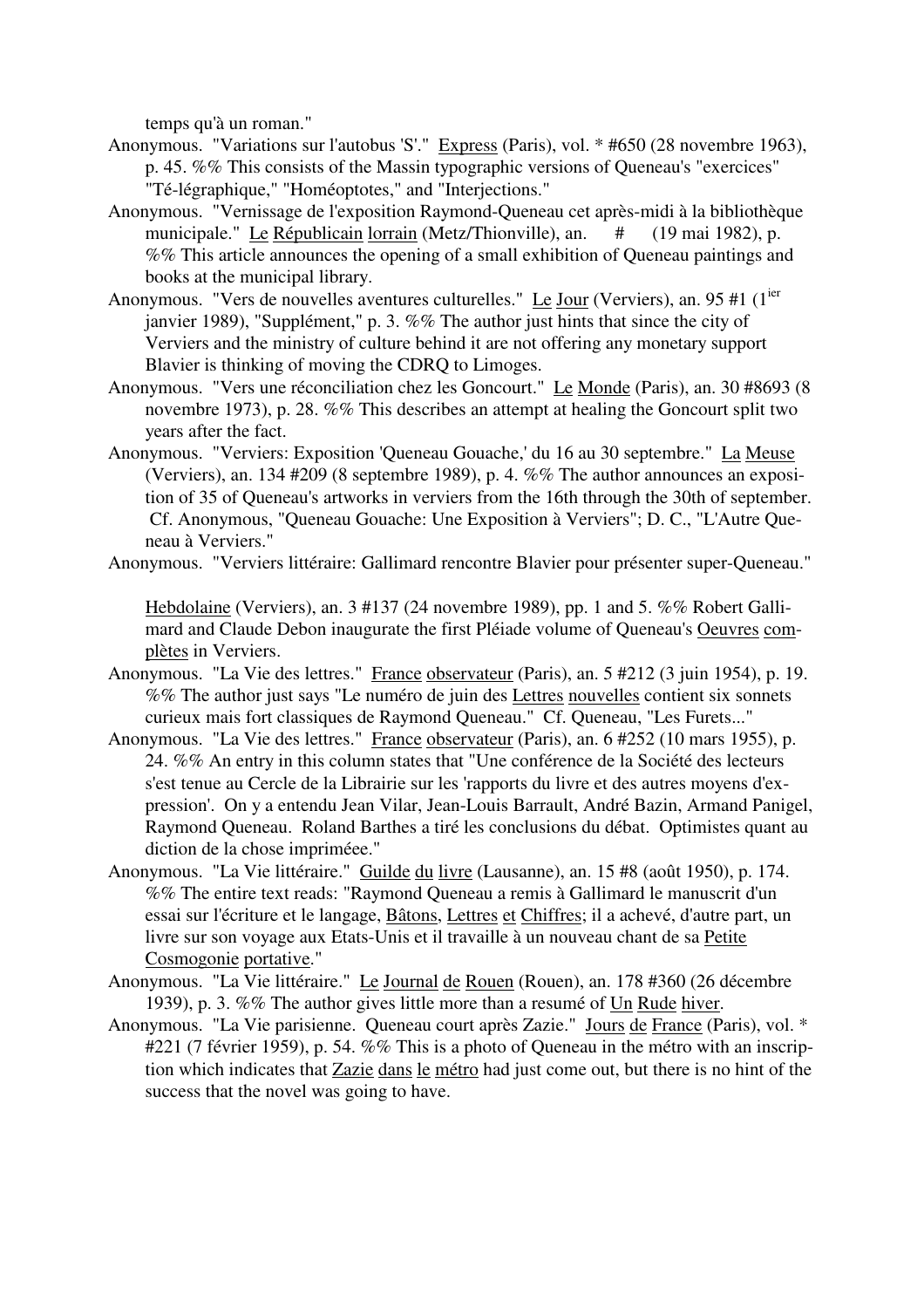temps qu'à un roman."

Anonymous. "Variations sur l'autobus 'S'." Express (Paris), vol. * #650 (28 novembre 1963), p. 45. %% This consists of the Massin typographic versions of Queneau's "exercices" "Té-légraphique," "Homéoptotes," and "Interjections."

Anonymous. "Vernissage de l'exposition Raymond-Queneau cet après-midi à la bibliothèque municipale." Le Républicain lorrain (Metz/Thionville), an. # (19 mai 1982), p. %% This article announces the opening of a small exhibition of Queneau paintings and books at the municipal library.

Anonymous. "Vers de nouvelles aventures culturelles." Le Jour (Verviers), an. 95 #1 (1ier janvier 1989), "Supplément," p. 3. %% The author just hints that since the city of Verviers and the ministry of culture behind it are not offering any monetary support Blavier is thinking of moving the CDRQ to Limoges.

Anonymous. "Vers une réconciliation chez les Goncourt." Le Monde (Paris), an. 30 #8693 (8 novembre 1973), p. 28. %% This describes an attempt at healing the Goncourt split two years after the fact.

Anonymous. "Verviers: Exposition 'Queneau Gouache,' du 16 au 30 septembre." La Meuse (Verviers), an. 134 #209 (8 septembre 1989), p. 4. %% The author announces an exposition of 35 of Queneau's artworks in verviers from the 16th through the 30th of september. Cf. Anonymous, "Queneau Gouache: Une Exposition à Verviers"; D. C., "L'Autre Queneau à Verviers."

Anonymous. "Verviers littéraire: Gallimard rencontre Blavier pour présenter super-Queneau." Hebdolaine (Verviers), an. 3 #137 (24 novembre 1989), pp. 1 and 5. %% Robert Gallimard and Claude Debon inaugurate the first Pléiade volume of Queneau's Oeuvres complètes in Verviers.

Anonymous. "La Vie des lettres." France observateur (Paris), an. 5 #212 (3 juin 1954), p. 19. %% The author just says "Le numéro de juin des Lettres nouvelles contient six sonnets curieux mais fort classiques de Raymond Queneau." Cf. Queneau, "Les Furets..."

Anonymous. "La Vie des lettres." France observateur (Paris), an. 6 #252 (10 mars 1955), p. 24. %% An entry in this column states that "Une conférence de la Société des lecteurs s'est tenue au Cercle de la Librairie sur les 'rapports du livre et des autres moyens d'expression'. On y a entendu Jean Vilar, Jean-Louis Barrault, André Bazin, Armand Panigel, Raymond Queneau. Roland Barthes a tiré les conclusions du débat. Optimistes quant au diction de la chose imprimée."

Anonymous. "La Vie littéraire." Guilde du livre (Lausanne), an. 15 #8 (août 1950), p. 174. %% The entire text reads: "Raymond Queneau a remis à Gallimard le manuscrit d'un essai sur l'écriture et le langage, Bâtons, Lettres et Chiffres; il a achevé, d'autre part, un livre sur son voyage aux Etats-Unis et il travaille à un nouveau chant de sa Petite Cosmogonie portative."

Anonymous. "La Vie littéraire." Le Journal de Rouen (Rouen), an. 178 #360 (26 décembre 1939), p. 3. %% The author gives little more than a resumé of Un Rude hiver.

Anonymous. "La Vie parisienne. Queneau court après Zazie." Jours de France (Paris), vol. * #221 (7 février 1959), p. 54. %% This is a photo of Queneau in the métro with an inscription which indicates that Zazie dans le métro had just come out, but there is no hint of the success that the novel was going to have.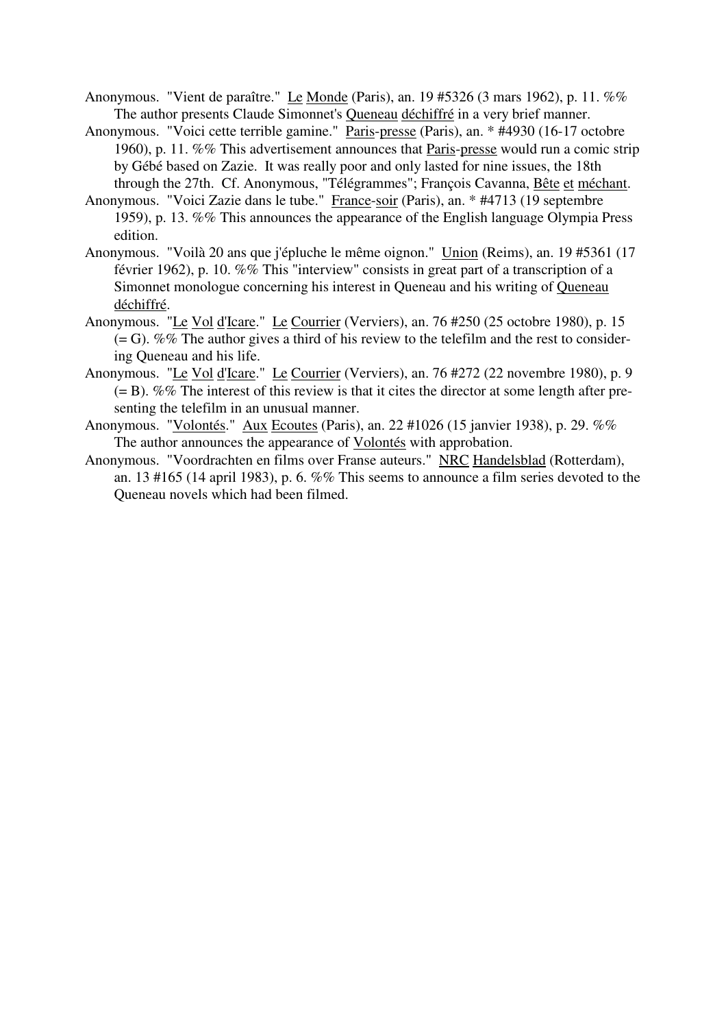Anonymous. "Vient de paraître." Le Monde (Paris), an. 19 #5326 (3 mars 1962), p. 11. %% The author presents Claude Simonnet's Queneau déchiffré in a very brief manner.

Anonymous. "Voici cette terrible gamine." Paris-presse (Paris), an. * #4930 (16-17 octobre 1960), p. 11. %% This advertisement announces that Paris-presse would run a comic strip by Gébé based on Zazie. It was really poor and only lasted for nine issues, the 18th through the 27th. Cf. Anonymous, "Télégrammes"; François Cavanna, Bête et méchant.

Anonymous. "Voici Zazie dans le tube." France-soir (Paris), an. * #4713 (19 septembre 1959), p. 13. %% This announces the appearance of the English language Olympia Press edition.

Anonymous. "Voilà 20 ans que j'épluche le même oignon." Union (Reims), an. 19 #5361 (17 février 1962), p. 10. %% This "interview" consists in great part of a transcription of a Simonnet monologue concerning his interest in Queneau and his writing of Queneau déchiffré.

Anonymous. "Le Vol d'Icare." Le Courrier (Verviers), an. 76 #250 (25 octobre 1980), p. 15 (= G). %% The author gives a third of his review to the telefilm and the rest to considering Queneau and his life.

Anonymous. "Le Vol d'Icare." Le Courrier (Verviers), an. 76 #272 (22 novembre 1980), p. 9 (= B). %% The interest of this review is that it cites the director at some length after presenting the telefilm in an unusual manner.

Anonymous. "Volontés." Aux Ecoutes (Paris), an. 22 #1026 (15 janvier 1938), p. 29. %% The author announces the appearance of Volontés with approbation.

Anonymous. "Voordrachten en films over Franse auteurs." NRC Handelsblad (Rotterdam), an. 13 #165 (14 april 1983), p. 6. %% This seems to announce a film series devoted to the Queneau novels which had been filmed.